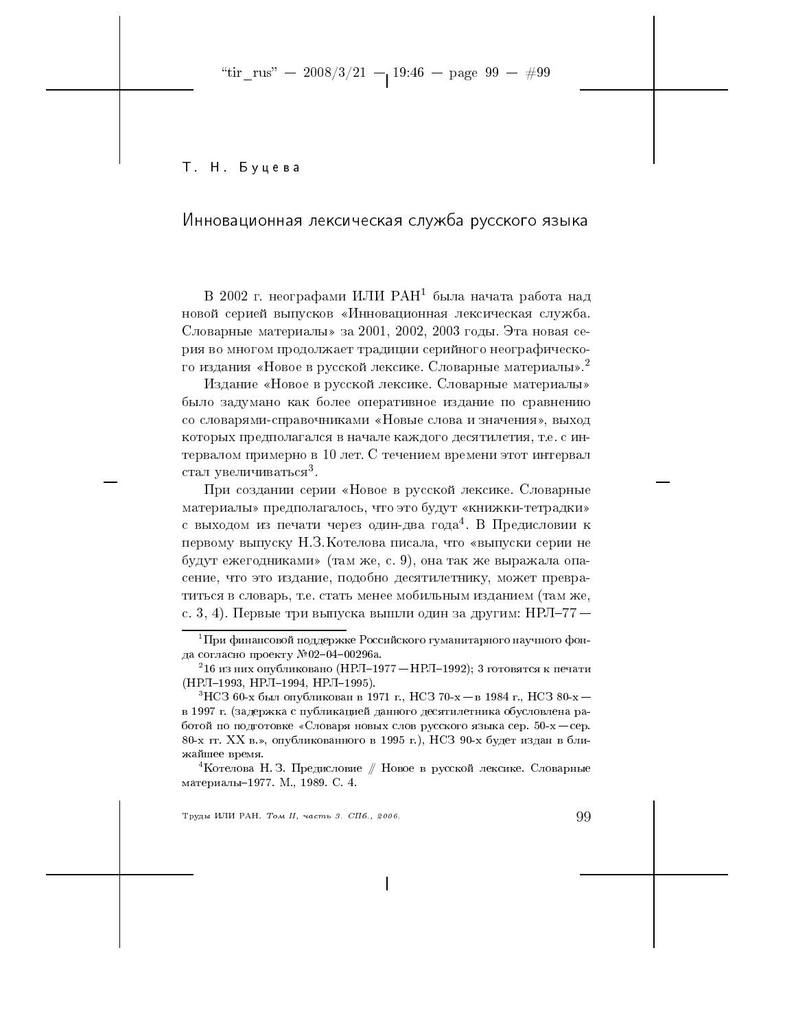Т. Н. Буцева

# Инновационная лексическая служба русского языка

В 2002 г. неографами ИЛИ РАН[1] была начата работа над новой серией выпусков «Инновационная лексическая служба. Словарные материалы» за 2001, 2002, 2003 годы. Эта новая серия во многом продолжает традиции серийного неографического издания «Новое в русской лексике. Словарные материалы».[2]

Издание «Новое в русской лексике. Словарные материалы» было задумано как более оперативное издание по сравнению со словарями-справочниками «Новые слова и значения», выход которых предполагался в начале каждого десятилетия, т.е. с интервалом примерно в 10 лет. С течением времени этот интервал стал увеличиваться[3].

При создании серии «Новое в русской лексике. Словарные материалы» предполагалось, что это будут «книжки-тетрадки» с выходом из печати через один-два года[4]. В Предисловии к первому выпуску Н.З.Котелова писала, что «выпуски серии не будут ежегодниками» (там же, с. 9), она так же выражала опасение, что это издание, подобно десятилетнику, может превратиться в словарь, т.е. стать менее мобильным изданием (там же, с. 3, 4). Первые три выпуска вышли один за другим: НРЛ–77 —

---

[1] При финансовой поддержке Российского гуманитарного научного фонда согласно проекту №02–04–00296а.

[2] 16 из них опубликовано (НРЛ–1977 — НРЛ–1992); 3 готовятся к печати (НРЛ–1993, НРЛ–1994, НРЛ–1995).

[3] НСЗ 60-х был опубликован в 1971 г., НСЗ 70-х — в 1984 г., НСЗ 80-х — в 1997 г. (задержка с публикацией данного десятилетника обусловлена работой по подготовке «Словаря новых слов русского языка сер. 50-х — сер. 80-х гг. XX в.», опубликованного в 1995 г.), НСЗ 90-х будет издан в ближайшее время.

[4] Котелова Н. З. Предисловие // Новое в русской лексике. Словарные материалы–1977. М., 1989. С. 4.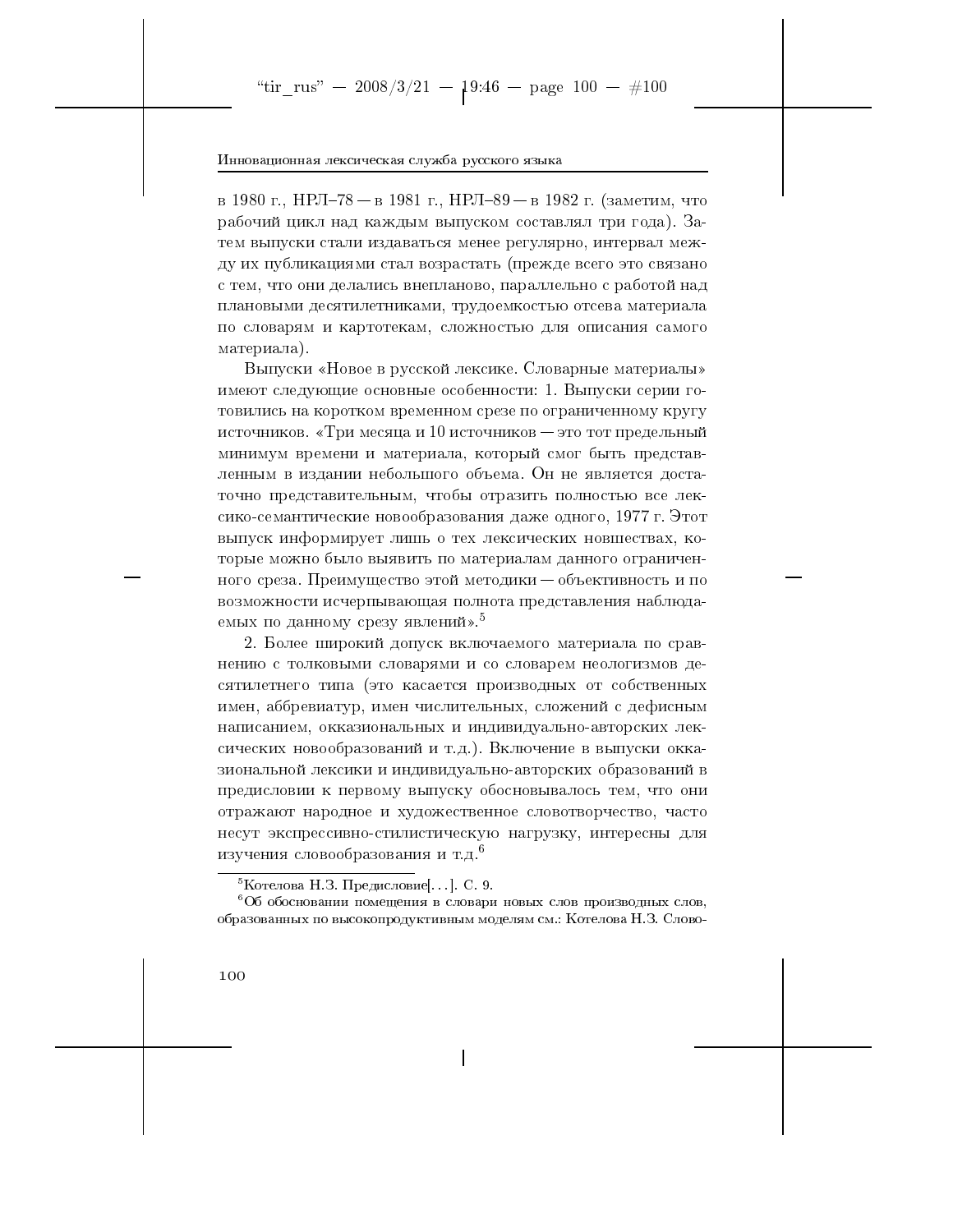в 1980 г., НРЛ–78 — в 1981 г., НРЛ–89 — в 1982 г. (заметим, что рабочий цикл над каждым выпуском составлял три года). Затем выпуски стали издаваться менее регулярно, интервал между их публикациями стал возрастать (прежде всего это связано с тем, что они делались внепланово, параллельно с работой над плановыми десятилетниками, трудоемкостью отсева материала по словарям и картотекам, сложностью для описания самого материала).

Выпуски «Новое в русской лексике. Словарные материалы» имеют следующие основные особенности: 1. Выпуски серии готовились на коротком временном срезе по ограниченному кругу источников. «Три месяца и 10 источников — это тот предельный минимум времени и материала, который смог быть представленным в издании небольшого объема. Он не является достаточно представительным, чтобы отразить полностью все лексико-семантические новообразования даже одного, 1977 г. Этот выпуск информирует лишь о тех лексических новшествах, которые можно было выявить по материалам данного ограниченного среза. Преимущество этой методики — объективность и по возможности исчерпывающая полнота представления наблюдаемых по данному срезу явлений».[5]

2. Более широкий допуск включаемого материала по сравнению с толковыми словарями и со словарем неологизмов десятилетнего типа (это касается производных от собственных имен, аббревиатур, имен числительных, сложений с дефисным написанием, окказиональных и индивидуально-авторских лексических новообразований и т.д.). Включение в выпуски окказиональной лексики и индивидуально-авторских образований в предисловии к первому выпуску обосновывалось тем, что они отражают народное и художественное словотворчество, часто несут экспрессивно-стилистическую нагрузку, интересны для изучения словообразования и т.д.[6]

---

[5]Котелова Н.З. Предисловие[...]. С. 9.

[6]Об обосновании помещения в словари новых слов производных слов, образованных по высокопродуктивным моделям см.: Котелова Н.З. Слово-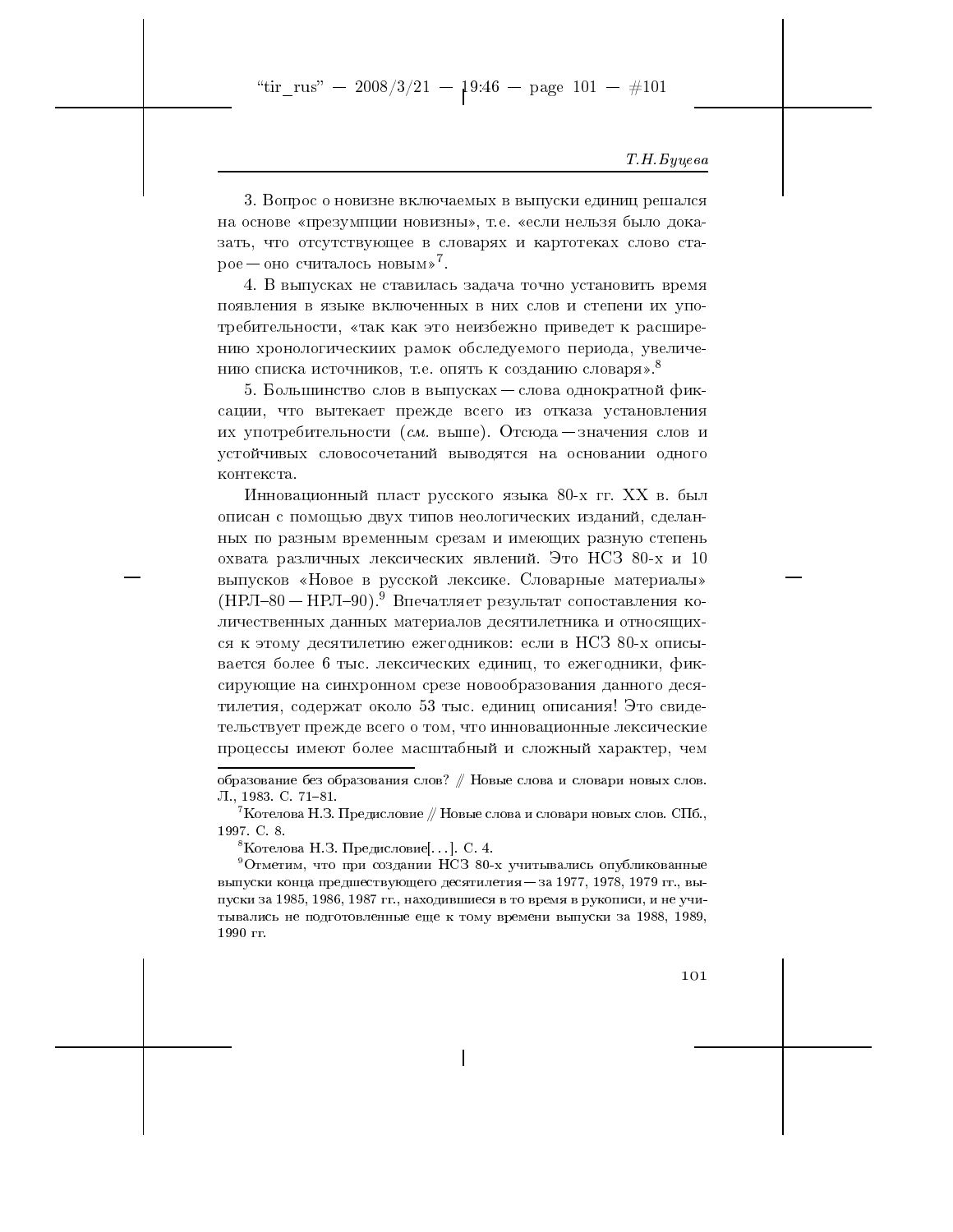3. Вопрос о новизне включаемых в выпуски единиц решался на основе «презумпции новизны», т.е. «если нельзя было доказать, что отсутствующее в словарях и картотеках слово старое — оно считалось новым»[7].

4. В выпусках не ставилась задача точно установить время появления в языке включенных в них слов и степени их употребительности, «так как это неизбежно приведет к расширению хронологическиих рамок обследуемого периода, увеличению списка источников, т.е. опять к созданию словаря».[8]

5. Большинство слов в выпусках — слова однократной фиксации, что вытекает прежде всего из отказа установления их употребительности (*см.* выше). Отсюда — значения слов и устойчивых словосочетаний выводятся на основании одного контекста.

Инновационный пласт русского языка 80-х гг. XX в. был описан с помощью двух типов неологических изданий, сделанных по разным временным срезам и имеющих разную степень охвата различных лексических явлений. Это НСЗ 80-х и 10 выпусков «Новое в русской лексике. Словарные материалы» (НРЛ–80 — НРЛ–90).[9] Впечатляет результат сопоставления количественных данных материалов десятилетника и относящихся к этому десятилетию ежегодников: если в НСЗ 80-х описывается более 6 тыс. лексических единиц, то ежегодники, фиксирующие на синхронном срезе новообразования данного десятилетия, содержат около 53 тыс. единиц описания! Это свидетельствует прежде всего о том, что инновационные лексические процессы имеют более масштабный и сложный характер, чем

---

образование без образования слов? // Новые слова и словари новых слов. Л., 1983. С. 71–81.

[7] Котелова Н.З. Предисловие // Новые слова и словари новых слов. СПб., 1997. С. 8.

[8] Котелова Н.З. Предисловие[...]. С. 4.

[9] Отметим, что при создании НСЗ 80-х учитывались опубликованные выпуски конца предшествующего десятилетия — за 1977, 1978, 1979 гг., выпуски за 1985, 1986, 1987 гг., находившиеся в то время в рукописи, и не учитывались не подготовленные еще к тому времени выпуски за 1988, 1989, 1990 гг.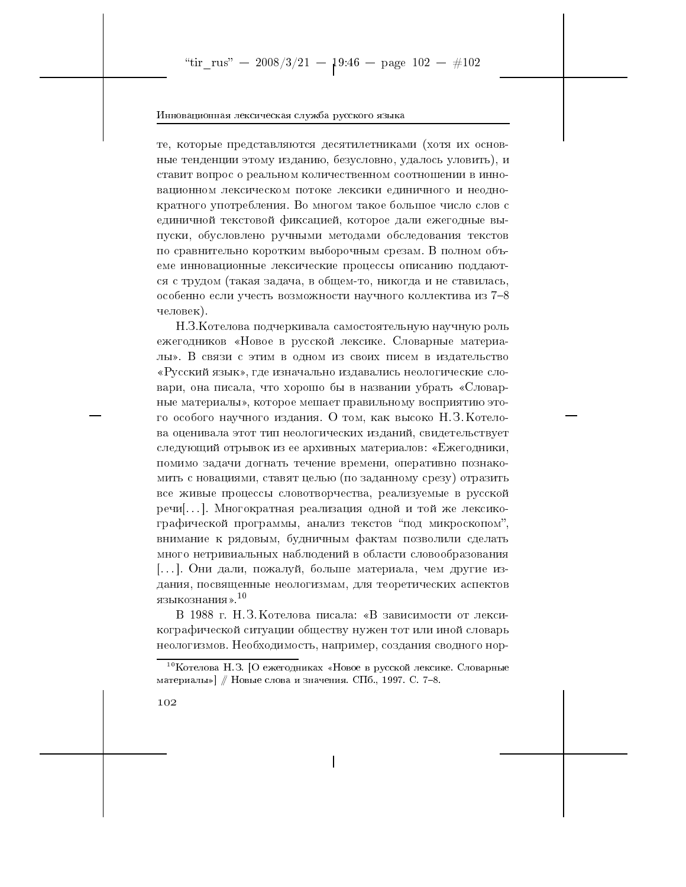те, которые представляются десятилетниками (хотя их основные тенденции этому изданию, безусловно, удалось уловить), и ставит вопрос о реальном количественном соотношении в инновационном лексическом потоке лексики единичного и неоднократного употребления. Во многом такое большое число слов с единичной текстовой фиксацией, которое дали ежегодные выпуски, обусловлено ручными методами обследования текстов по сравнительно коротким выборочным срезам. В полном объеме инновационные лексические процессы описанию поддаются с трудом (такая задача, в общем-то, никогда и не ставилась, особенно если учесть возможности научного коллектива из 7–8 человек).

Н.З.Котелова подчеркивала самостоятельную научную роль ежегодников «Новое в русской лексике. Словарные материалы». В связи с этим в одном из своих писем в издательство «Русский язык», где изначально издавались неологические словари, она писала, что хорошо бы в названии убрать «Словарные материалы», которое мешает правильному восприятию этого особого научного издания. О том, как высоко Н.З.Котелова оценивала этот тип неологических изданий, свидетельствует следующий отрывок из ее архивных материалов: «Ежегодники, помимо задачи догнать течение времени, оперативно познакомить с новациями, ставят целью (по заданному срезу) отразить все живые процессы словотворчества, реализуемые в русской речи[...]. Многократная реализация одной и той же лексикографической программы, анализ текстов "под микроскопом", внимание к рядовым, будничным фактам позволили сделать много нетривиальных наблюдений в области словообразования [...]. Они дали, пожалуй, больше материала, чем другие издания, посвященные неологизмам, для теоретических аспектов языкознания».[10]

В 1988 г. Н.З.Котелова писала: «В зависимости от лексикографической ситуации обществу нужен тот или иной словарь неологизмов. Необходимость, например, создания сводного нор-

---

[10] Котелова Н.З. [О ежегодниках «Новое в русской лексике. Словарные материалы»] // Новые слова и значения. СПб., 1997. С. 7–8.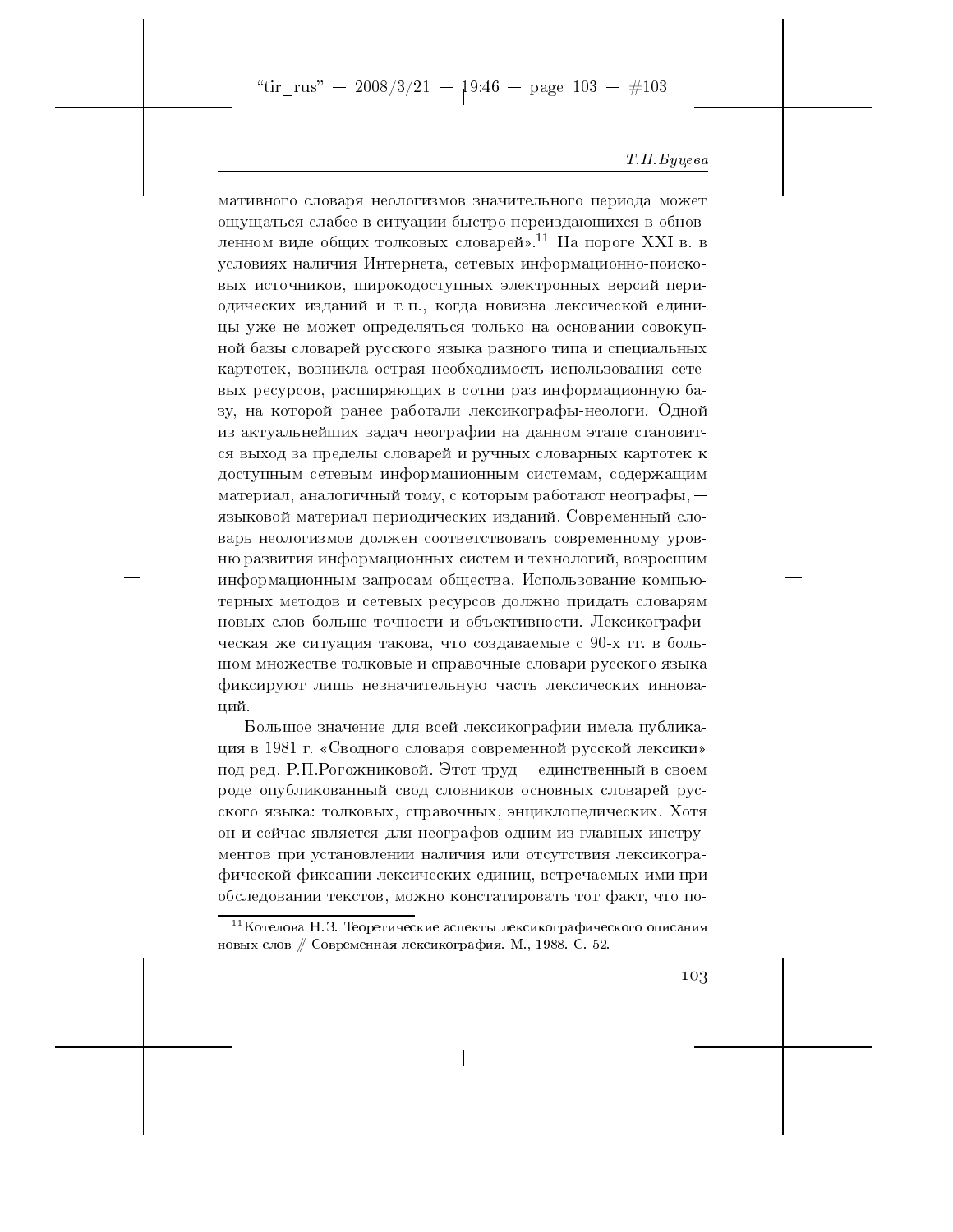мативного словаря неологизмов значительного периода может ощущаться слабее в ситуации быстро переиздающихся в обновленном виде общих толковых словарей».[11] На пороге XXI в. в условиях наличия Интернета, сетевых информационно-поисковых источников, широкодоступных электронных версий периодических изданий и т. п., когда новизна лексической единицы уже не может определяться только на основании совокупной базы словарей русского языка разного типа и специальных картотек, возникла острая необходимость использования сетевых ресурсов, расширяющих в сотни раз информационную базу, на которой ранее работали лексикографы-неологи. Одной из актуальнейших задач неографии на данном этапе становится выход за пределы словарей и ручных словарных картотек к доступным сетевым информационным системам, содержащим материал, аналогичный тому, с которым работают неографы, — языковой материал периодических изданий. Современный словарь неологизмов должен соответствовать современному уровню развития информационных систем и технологий, возросшим информационным запросам общества. Использование компьютерных методов и сетевых ресурсов должно придать словарям новых слов больше точности и объективности. Лексикографическая же ситуация такова, что создаваемые с 90-х гг. в большом множестве толковые и справочные словари русского языка фиксируют лишь незначительную часть лексических инноваций.

Большое значение для всей лексикографии имела публикация в 1981 г. «Сводного словаря современной русской лексики» под ред. Р.П.Рогожниковой. Этот труд — единственный в своем роде опубликованный свод словников основных словарей русского языка: толковых, справочных, энциклопедических. Хотя он и сейчас является для неографов одним из главных инструментов при установлении наличия или отсутствия лексикографической фиксации лексических единиц, встречаемых ими при обследовании текстов, можно констатировать тот факт, что по-

---

[11] Котелова Н.З. Теоретические аспекты лексикографического описания новых слов // Современная лексикография. М., 1988. С. 52.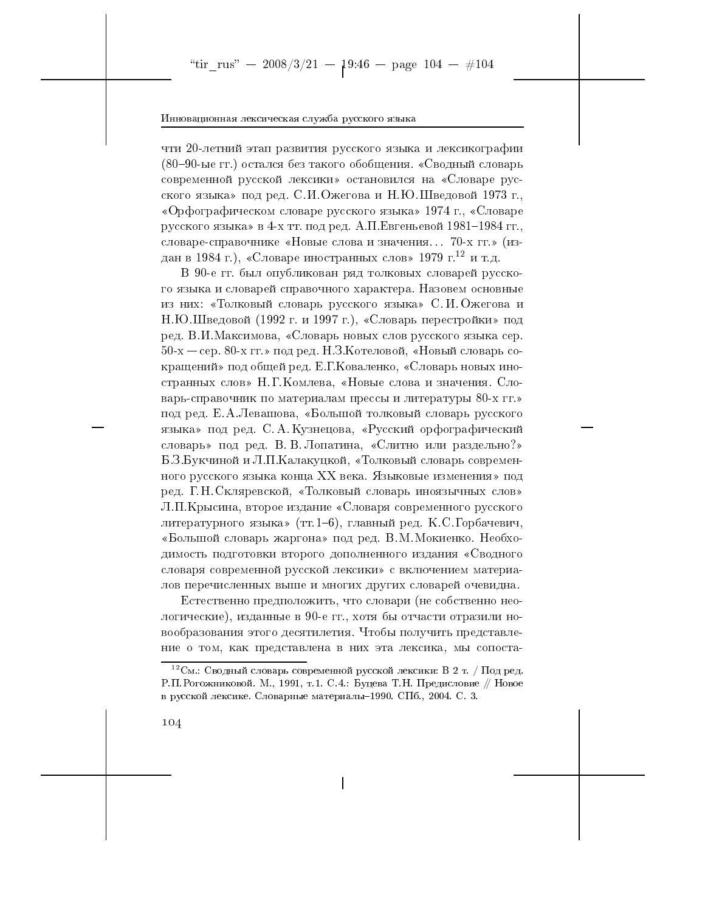чти 20-летний этап развития русского языка и лексикографии (80–90-ые гг.) остался без такого обобщения. «Сводный словарь современной русской лексики» остановился на «Словаре русского языка» под ред. С.И.Ожегова и Н.Ю.Шведовой 1973 г., «Орфографическом словаре русского языка» 1974 г., «Словаре русского языка» в 4-х тт. под ред. А.П.Евгеньевой 1981–1984 гг., словаре-справочнике «Новые слова и значения... 70-х гг.» (издан в 1984 г.), «Словаре иностранных слов» 1979 г.[12] и т.д.

В 90-е гг. был опубликован ряд толковых словарей русского языка и словарей справочного характера. Назовем основные из них: «Толковый словарь русского языка» С. И. Ожегова и Н.Ю.Шведовой (1992 г. и 1997 г.), «Словарь перестройки» под ред. В.И.Максимова, «Словарь новых слов русского языка сер. 50-х — сер. 80-х гг.» под ред. Н.З.Котеловой, «Новый словарь сокращений» под общей ред. Е.Г.Коваленко, «Словарь новых иностранных слов» Н.Г.Комлева, «Новые слова и значения. Словарь-справочник по материалам прессы и литературы 80-х гг.» под ред. Е.А.Левашова, «Большой толковый словарь русского языка» под ред. С. А. Кузнецова, «Русский орфографический словарь» под ред. В. В. Лопатина, «Слитно или раздельно?» Б.З.Букчиной и Л.П.Калакуцкой, «Толковый словарь современного русского языка конца XX века. Языковые изменения» под ред. Г.Н.Скляревской, «Толковый словарь иноязычных слов» Л.П.Крысина, второе издание «Словаря современного русского литературного языка» (тт.1–6), главный ред. К.С.Горбачевич, «Большой словарь жаргона» под ред. В.М.Мокиенко. Необходимость подготовки второго дополненного издания «Сводного словаря современной русской лексики» с включением материалов перечисленных выше и многих других словарей очевидна.

Естественно предположить, что словари (не собственно неологические), изданные в 90-е гг., хотя бы отчасти отразили новообразования этого десятилетия. Чтобы получить представление о том, как представлена в них эта лексика, мы сопоста-

---

[12] См.: Сводный словарь современной русской лексики: В 2 т. / Под ред. Р.П.Рогожниковой. М., 1991, т.1. С.4.; Буцева Т.Н. Предисловие // Новое в русской лексике. Словарные материалы–1990. СПб., 2004. С. 3.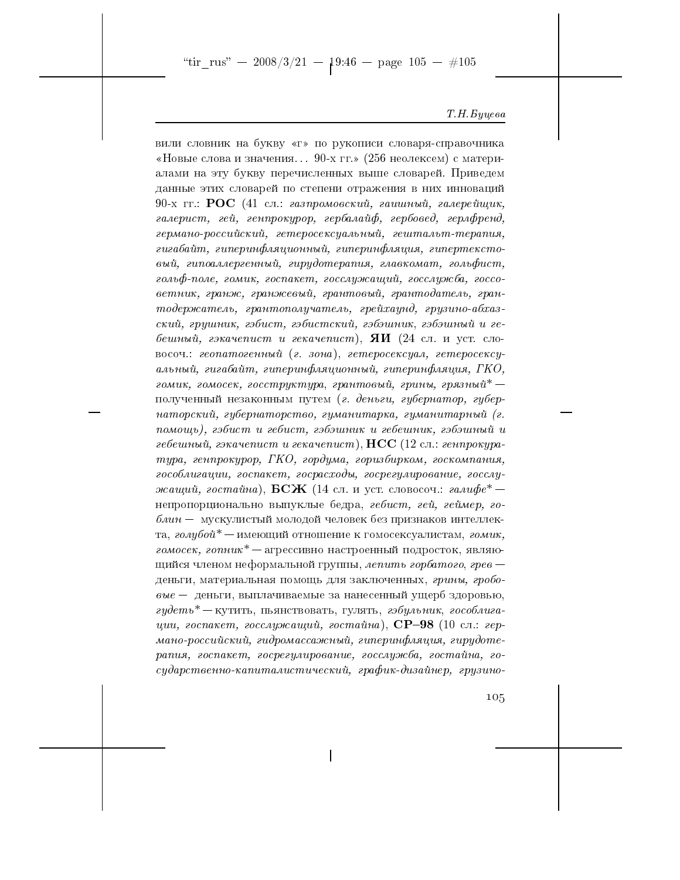вили словник на букву «г» по рукописи словаря-справочника «Новые слова и значения... 90-х гг.» (256 неолексем) с материалами на эту букву перечисленных выше словарей. Приведем данные этих словарей по степени отражения в них инноваций 90-х гг.: **РОС** (41 сл.: *газпромовский, гаишный, галерейщик, галерист, гей, генпрокурор, гербалайф, гербовед, герлфренд, германо-российский, гетеросексуальный, гештальт-терапия, гигабайт, гиперинфляционный, гиперинфляция, гипертекстовый, гипоаллергенный, гирудотерапия, главкомат, гольфист, гольф-поле, гомик, госпакет, госслужащий, госслужба, госсоветник, гранж, гранжевый, грантовый, грантодатель, грантодержатель, грантополучатель, грейхаунд, грузино-абхазский, грушник, гэбист, гэбистский, гэбэшник, гэбэшный и гебешный, гэкачепист и гекачепист*), **ЯИ** (24 сл. и уст. словосоч.: *геопатогенный (г. зона), гетеросексуал, гетеросексуальный, гигабайт, гиперинфляционный, гиперинфляция, ГКО, гомик, гомосек, госструктура, грантовый, грины, грязный\** — полученный незаконным путем (*г. деньги, губернатор, губернаторский, губернаторство, гуманитарка, гуманитарный (г. помощь), гэбист и гебист, гэбэшник и гебешник, гэбэшный и гебешный, гэкачепист и гекачепист*), **НСС** (12 сл.: *генпрокуратура, генпрокурор, ГКО, гордума, горизбирком, госкомпания, гособлигации, госпакет, госрасходы, госрегулирование, госслужащий, гостайна*), **БСЖ** (14 сл. и уст. словосоч.: *галифе\** — непропорционально выпуклые бедра, *гебист, гей, геймер, гоблин* — мускулистый молодой человек без признаков интеллекта, *голубой\** — имеющий отношение к гомосексуалистам, *гомик, гомосек, гопник\** — агрессивно настроенный подросток, являющийся членом неформальной группы, *лепить горбатого, грев* — деньги, материальная помощь для заключенных, *грины, гробовые* — деньги, выплачиваемые за нанесенный ущерб здоровью, *гудеть\** — кутить, пьянствовать, гулять, *гэбульник, гособлигации, госпакет, госслужащий, гостайна*), **СР–98** (10 сл.: *германо-российский, гидромассажный, гиперинфляция, гирудотерапия, госпакет, госрегулирование, госслужба, гостайна, государственно-капиталистический, график-дизайнер, грузино-*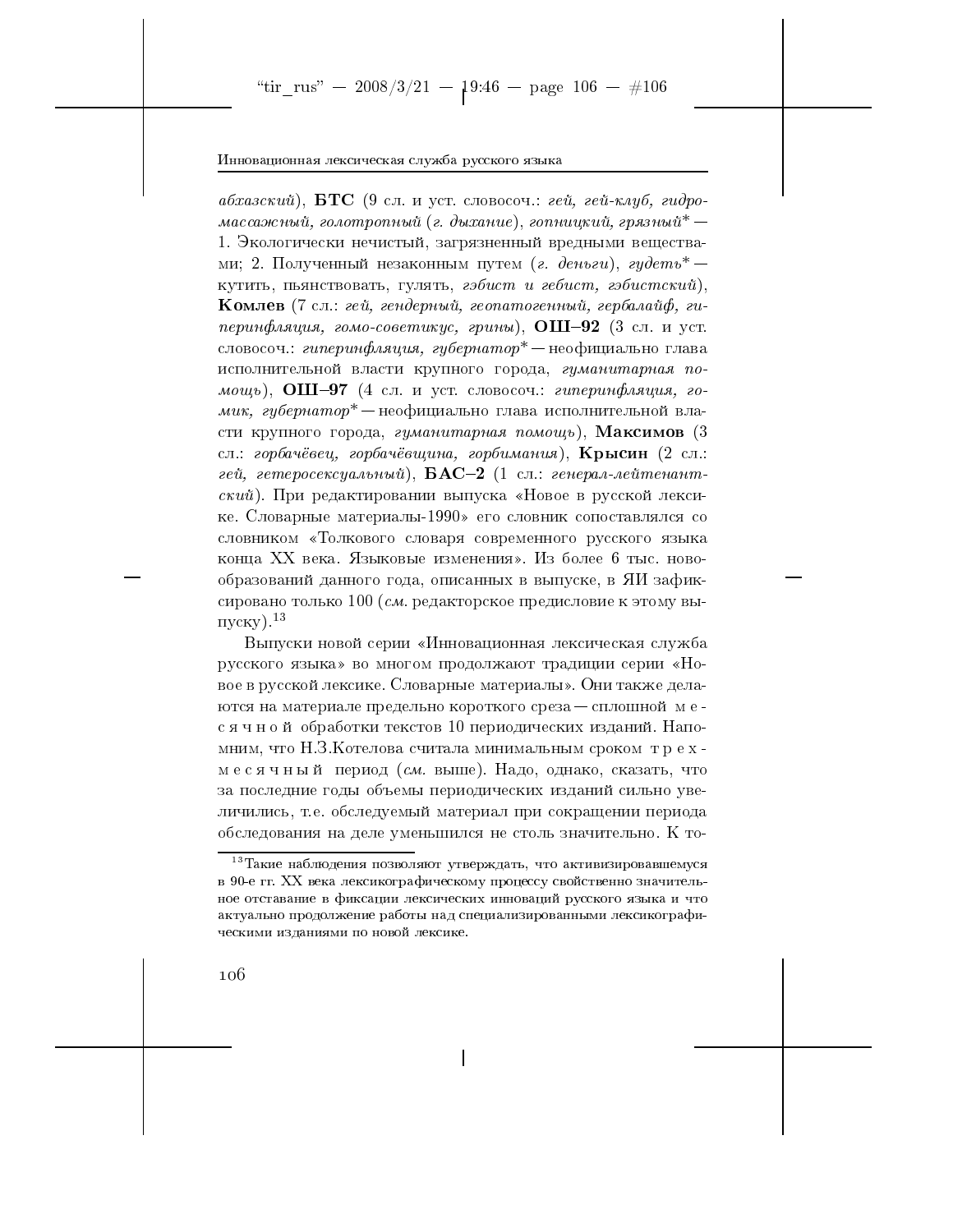*абхазский*), **БТС** (9 сл. и уст. словосоч.: *гей, гей-клуб, гидромассажный, голотропный* (*г. дыхание*), *гопницкий, грязный** — 1. Экологически нечистый, загрязненный вредными веществами; 2. Полученный незаконным путем (*г. деньги*), *гудеть** — кутить, пьянствовать, гулять, *гэбист и гебист, гэбистский*), **Комлев** (7 сл.: *гей, гендерный, геопатогенный, гербалайф, гиперинфляция, гомо-советикус, грины*), **ОШ–92** (3 сл. и уст. словосоч.: *гиперинфляция, губернатор** — неофициально глава исполнительной власти крупного города, *гуманитарная помощь*), **ОШ–97** (4 сл. и уст. словосоч.: *гиперинфляция, гомик, губернатор** — неофициально глава исполнительной власти крупного города, *гуманитарная помощь*), **Максимов** (3 сл.: *горбачёвец, горбачёвщина, горбимания*), **Крысин** (2 сл.: *гей, гетеросексуальный*), **БАС–2** (1 сл.: *генерал-лейтенантский*). При редактировании выпуска «Новое в русской лексике. Словарные материалы-1990» его словник сопоставлялся со словником «Толкового словаря современного русского языка конца XX века. Языковые изменения». Из более 6 тыс. новообразований данного года, описанных в выпуске, в ЯИ зафиксировано только 100 (*см.* редакторское предисловие к этому выпуску).[13]

Выпуски новой серии «Инновационная лексическая служба русского языка» во многом продолжают традиции серии «Новое в русской лексике. Словарные материалы». Они также делаются на материале предельно короткого среза — сплошной м е с я ч н о й обработки текстов 10 периодических изданий. Напомним, что Н.З.Котелова считала минимальным сроком т р е х - м е с я ч н ы й период (*см.* выше). Надо, однако, сказать, что за последние годы объемы периодических изданий сильно увеличились, т.е. обследуемый материал при сокращении периода обследования на деле уменьшился не столь значительно. К то-

[13] Такие наблюдения позволяют утверждать, что активизировавшемуся в 90-е гг. XX века лексикографическому процессу свойственно значительное отставание в фиксации лексических инноваций русского языка и что актуально продолжение работы над специализированными лексикографическими изданиями по новой лексике.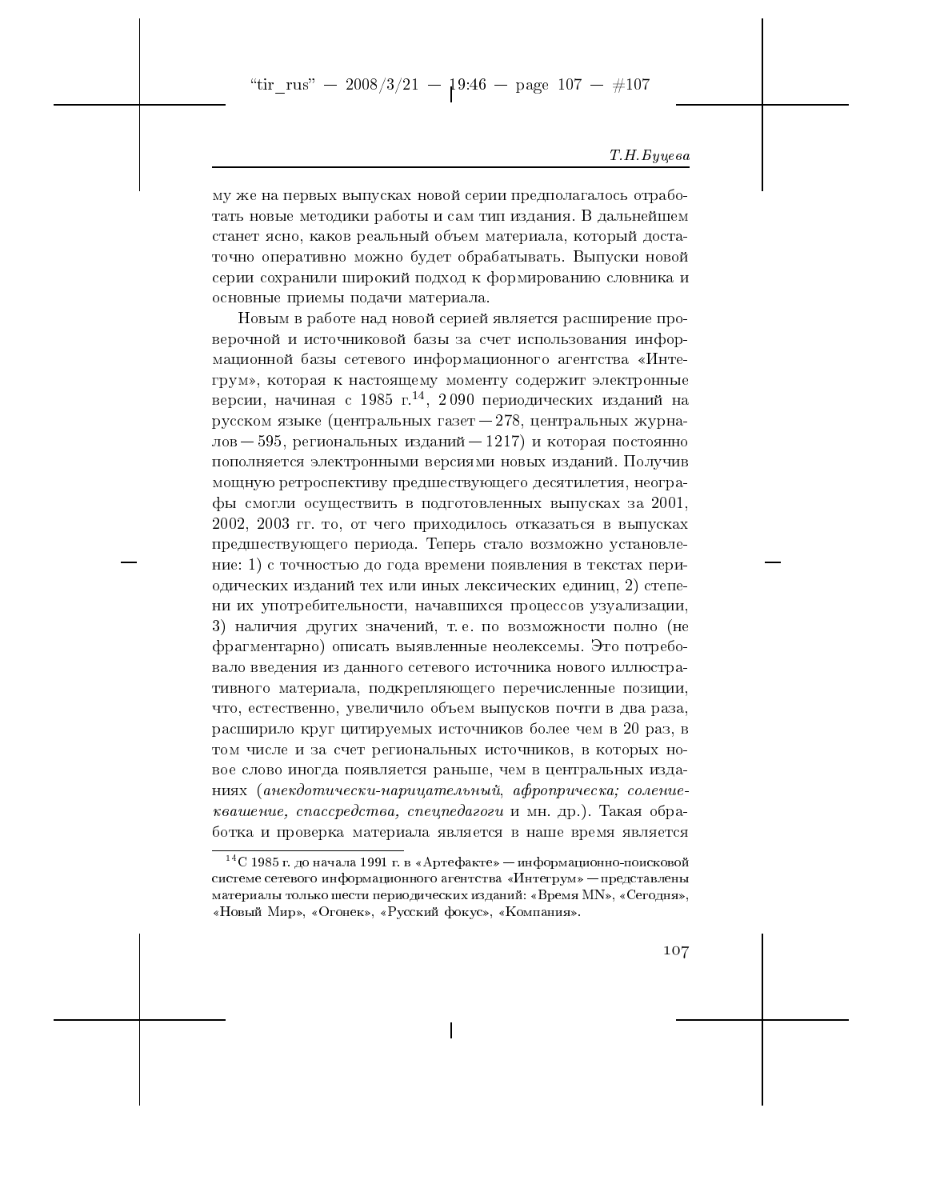му же на первых выпусках новой серии предполагалось отработать новые методики работы и сам тип издания. В дальнейшем станет ясно, каков реальный объем материала, который достаточно оперативно можно будет обрабатывать. Выпуски новой серии сохранили широкий подход к формированию словника и основные приемы подачи материала.

Новым в работе над новой серией является расширение проверочной и источниковой базы за счет использования информационной базы сетевого информационного агентства «Интегрум», которая к настоящему моменту содержит электронные версии, начиная с 1985 г.[14], 2 090 периодических изданий на русском языке (центральных газет — 278, центральных журналов — 595, региональных изданий — 1217) и которая постоянно пополняется электронными версиями новых изданий. Получив мощную ретроспективу предшествующего десятилетия, неографы смогли осуществить в подготовленных выпусках за 2001, 2002, 2003 гг. то, от чего приходилось отказаться в выпусках предшествующего периода. Теперь стало возможно установление: 1) с точностью до года времени появления в текстах периодических изданий тех или иных лексических единиц, 2) степени их употребительности, начавшихся процессов узуализации, 3) наличия других значений, т. е. по возможности полно (не фрагментарно) описать выявленные неолексемы. Это потребовало введения из данного сетевого источника нового иллюстративного материала, подкрепляющего перечисленные позиции, что, естественно, увеличило объем выпусков почти в два раза, расширило круг цитируемых источников более чем в 20 раз, в том числе и за счет региональных источников, в которых новое слово иногда появляется раньше, чем в центральных изданиях (*анекдотически-нарицательный*, *афроприческа; соление-квашение, спассредства, спецпедагоги* и мн. др.). Такая обработка и проверка материала является в наше время является

---

[14] С 1985 г. до начала 1991 г. в «Артефакте» — информационно-поисковой системе сетевого информационного агентства «Интегрум» — представлены материалы только шести периодических изданий: «Время MN», «Сегодня», «Новый Мир», «Огонек», «Русский фокус», «Компания».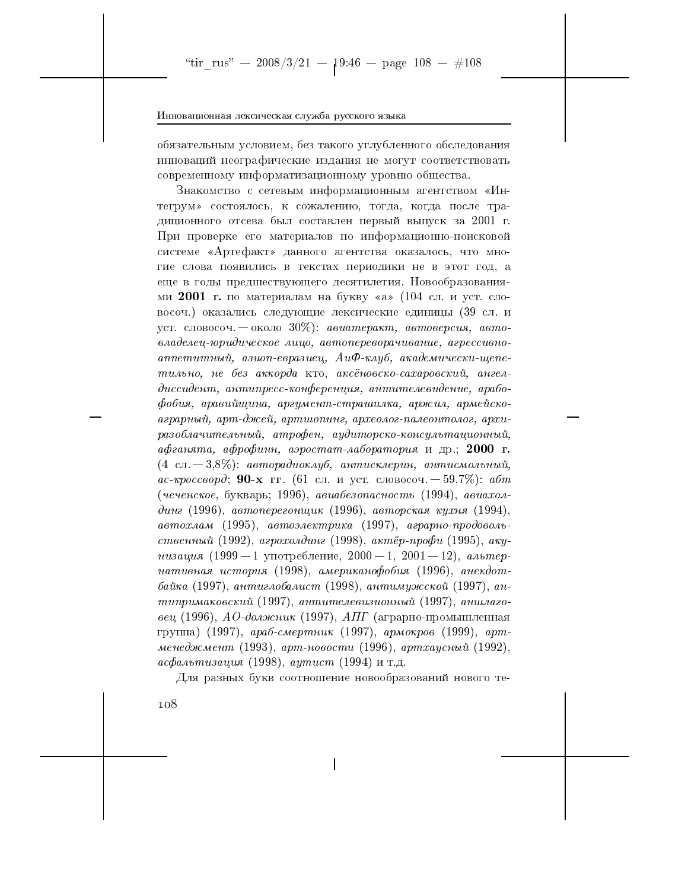обязательным условием, без такого углубленного обследования инноваций неографические издания не могут соответствовать современному информатизационному уровню общества.

Знакомство с сетевым информационным агентством «Интегрум» состоялось, к сожалению, тогда, когда после традиционного отсева был составлен первый выпуск за 2001 г. При проверке его материалов по информационно-поисковой системе «Артефакт» данного агентства оказалось, что многие слова появились в текстах периодики не в этот год, а еще в годы предшествующего десятилетия. Новообразованиями **2001 г.** по материалам на букву «а» (104 сл. и уст. словосоч.) оказались следующие лексические единицы (39 сл. и уст. словосоч. — около 30%): *авиатеракт, автоверсия, автовладелец-юридическое лицо, автопереворачивание, агрессивно-аппетитный, азиоп-евразиец, АиФ-клуб, академически-щепетильно, не без аккорда* кто, *аксёновско-сахаровский, ангел-диссидент, антипресс-конференция, антителевидение, арабофобия, аравийщина, аргумент-страшилка, аржил, армейско-аграрный, арт-джей, артшопинг, археолог-палеонтолог, архиразоблачительный, атрофен, аудиторско-консультационный, афганята, афрофинн, аэростат-лаборатория* и др.; **2000 г.** (4 сл. — 3,8%): *авторадиоклуб, антисклерин, антисмольный, ас-кроссворд*; **90-х гг**. (61 сл. и уст. словосоч. — 59,7%): *абт* (*чеченское*, букварь; 1996), *авиабезопасность* (1994), *авиахолдинг* (1996), *автоперегонщик* (1996), *авторская кухня* (1994), *автохлам* (1995), *автоэлектрика* (1997), *аграрно-продовольственный* (1992), *агрохолдинг* (1998), *актёр-профи* (1995), *акунизация* (1999 — 1 употребление, 2000 — 1, 2001 — 12), *альтернативная история* (1998), *американофобия* (1996), *анекдотбайка* (1997), *антиглобалист* (1998), *антимужской* (1997), *антипримаковский* (1997), *антителевизионный* (1997), *аншлаговец* (1996), *АО-должник* (1997), *АПГ* (аграрно-промышленная группа) (1997), *араб-смертник* (1997), *армокров* (1999), *арт-менеджмент* (1993), *арт-новости* (1996), *артхаусный* (1992), *асфальтизация* (1998), *аутист* (1994) и т.д.

Для разных букв соотношение новообразований нового те-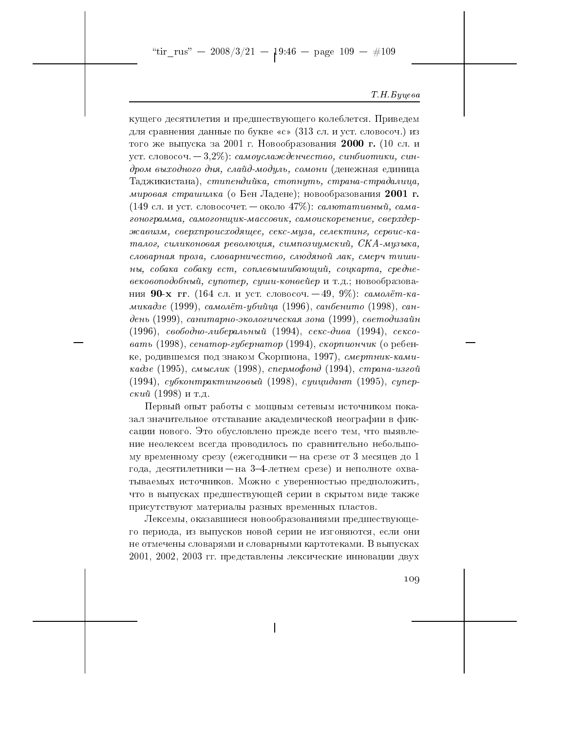кущего десятилетия и предшествующего колеблется. Приведем для сравнения данные по букве «с» (313 сл. и уст. словосоч.) из того же выпуска за 2001 г. Новообразования **2000 г.** (10 сл. и уст. словосоч. — 3,2%): *самоуслажденчество, синбиотики, синдром выходного дня, слайд-модуль, сомони* (денежная единица Таджикистана), *стипендийка, стопнуть, страна-страдалица, мировая страшилка* (о Бен Ладене); новообразования **2001 г.** (149 сл. и уст. словосочет. — около 47%): *салютативный, самагонограмма, самогонщик-массовик, самоискоренение, сверхдержавизм, сверхпроисходящее, секс-муза, селектинг, сервис-каталог, силиконовая революция, симпозиумский, СКА-музыка, словарная проза, словарничество, слюдяной лак, смерч тишины, собака собаку ест, соплевышибающий, соцкарта, средневековоподобный, супотер, суши-конвейер* и т.д.; новообразования **90-х гг**. (164 сл. и уст. словосоч. — 49, 9%): *самолёт-камикадзе* (1999), *самолёт-убийца* (1996), *санбенито* (1998), *сандень* (1999), *санитарно-экологическая зона* (1999), *светодизайн* (1996), *свободно-либеральный* (1994), *секс-дива* (1994), *сексовать* (1998), *сенатор-губернатор* (1994), *скорпиончик* (о ребенке, родившемся под знаком Скорпиона, 1997), *смертник-камикадзе* (1995), *смыслик* (1998), *спермофонд* (1994), *страна-изгой* (1994), *субконтрактинговый* (1998), *суицидант* (1995), *суперский* (1998) и т.д.

Первый опыт работы с мощным сетевым источником показал значительное отставание академической неографии в фиксации нового. Это обусловлено прежде всего тем, что выявление неолексем всегда проводилось по сравнительно небольшому временному срезу (ежегодники — на срезе от 3 месяцев до 1 года, десятилетники — на 3–4-летнем срезе) и неполноте охватываемых источников. Можно с уверенностью предположить, что в выпусках предшествующей серии в скрытом виде также присутствуют материалы разных временных пластов.

Лексемы, оказавшиеся новообразованиями предшествующего периода, из выпусков новой серии не изгоняются, если они не отмечены словарями и словарными картотеками. В выпусках 2001, 2002, 2003 гг. представлены лексические инновации двух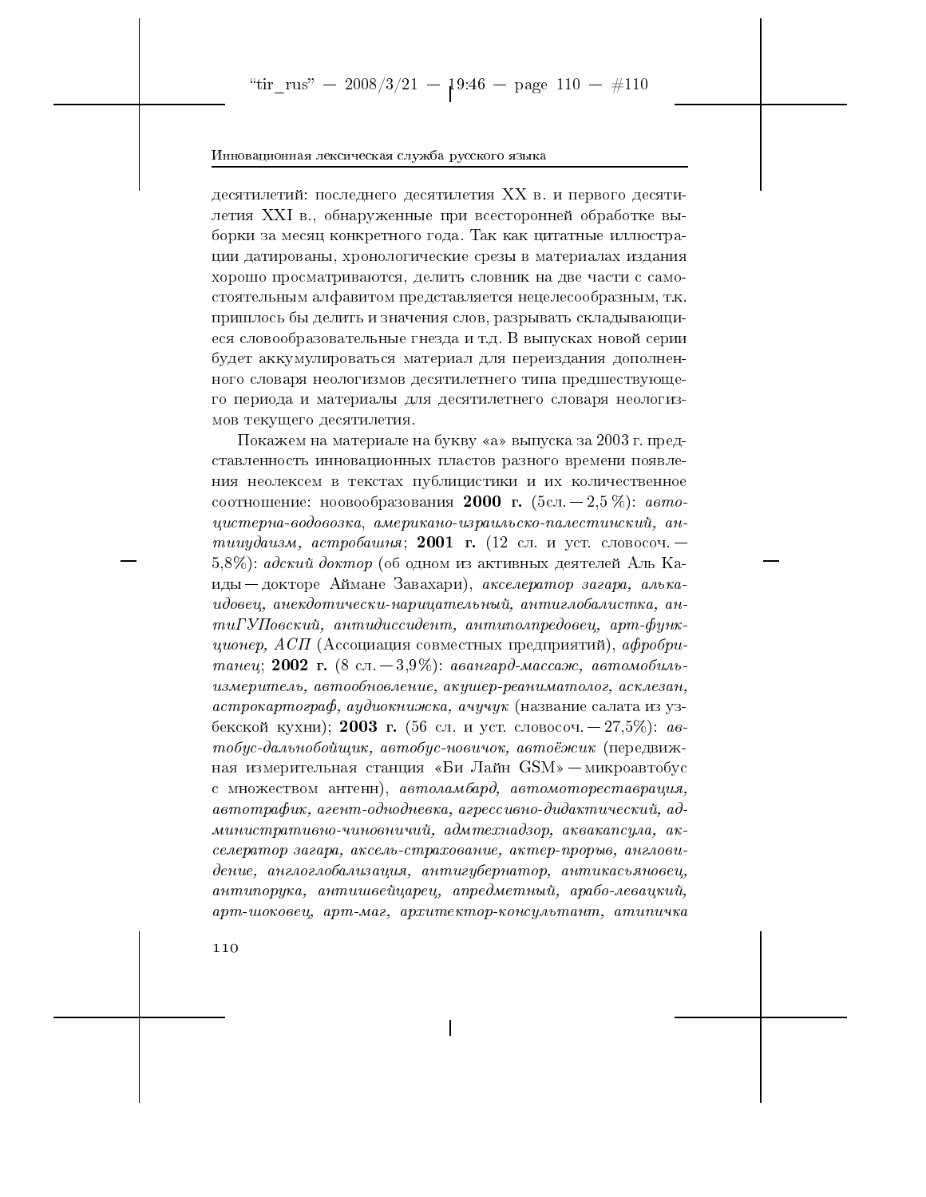десятилетий: последнего десятилетия XX в. и первого десятилетия XXI в., обнаруженные при всесторонней обработке выборки за месяц конкретного года. Так как цитатные иллюстрации датированы, хронологические срезы в материалах издания хорошо просматриваются, делить словник на две части с самостоятельным алфавитом представляется нецелесообразным, т.к. пришлось бы делить и значения слов, разрывать складывающиеся словообразовательные гнезда и т.д. В выпусках новой серии будет аккумулироваться материал для переиздания дополненного словаря неологизмов десятилетнего типа предшествующего периода и материалы для десятилетнего словаря неологизмов текущего десятилетия.

Покажем на материале на букву «а» выпуска за 2003 г. представленность инновационных пластов разного времени появления неолексем в текстах публицистики и их количественное соотношение: новообразования **2000 г.** (5сл. — 2,5 %): *автоцистерна-водовозка, американо-израильско-палестинский, антииудаизм, астробашня*; **2001 г.** (12 сл. и уст. словосоч. — 5,8%): *адский доктор* (об одном из активных деятелей Аль Каиды — докторе Аймане Завахари), *акселератор загара, алькаидовец, анекдотически-нарицательный, антиглобалистка, антиГУПовский, антидиссидент, антиполпредовец, арт-функционер, АСП* (Ассоциация совместных предприятий), *афробританец*; **2002 г.** (8 сл. — 3,9%): *авангард-массаж, автомобиль-измеритель, автообновление, акушер-реаниматолог, асклезан, астрокартограф, аудиокнижка, ачучук* (название салата из узбекской кухни); **2003 г.** (56 сл. и уст. словосоч. — 27,5%): *автобус-дальнобойщик, автобус-новичок, автоёжик* (передвижная измерительная станция «Би Лайн GSM» — микроавтобус с множеством антенн), *автоломбард, автомотореставрация, автотрафик, агент-однодневка, агрессивно-дидактический, административно-чиновничий, адмтехнадзор, аквакапсула, акселератор загара, аксель-страхование, актер-прорыв, англовидение, англоглобализация, антигубернатор, антикасьяновец, антипорука, антишвейцарец, апредметный, арабо-левацкий, арт-шоковец, арт-маг, архитектор-консультант, атипичка*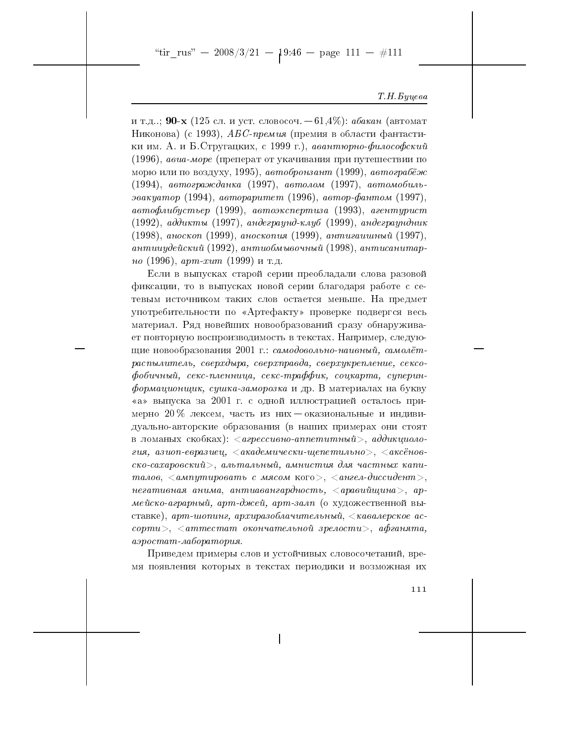и т.д..; **90-х** (125 сл. и уст. словосоч. — 61,4%): *абакан* (автомат Никонова) (с 1993), *АБС-премия* (премия в области фантастики им. А. и Б.Стругацких, с 1999 г.), *авантюрно-философский* (1996), *авиа-море* (препарат от укачивания при путешествии по морю или по воздуху, 1995), *автобронзант* (1999), *автограбёж* (1994), *автогражданка* (1997), *автолом* (1997), *автомобиль-эвакуатор* (1994), *автораритет* (1996), *автор-фантом* (1997), *автофлибустьер* (1999), *автоэкспертиза* (1993), *агентурист* (1992), *аддикты* (1997), *андеграунд-клуб* (1999), *андеграундник* (1998), *аноскоп* (1999), *аноскопия* (1999), *антигаишный* (1997), *антииудейский* (1992), *антиобмывочный* (1998), *антисанитарно* (1996), *арт-хит* (1999) и т.д.

Если в выпусках старой серии преобладали слова разовой фиксации, то в выпусках новой серии благодаря работе с сетевым источником таких слов остается меньше. На предмет употребительности по «Артефакту» проверке подвергся весь материал. Ряд новейших новообразований сразу обнаруживает повторную воспроизводимость в текстах. Например, следующие новообразования 2001 г.: *самодовольно-наивный, самолёт-распылитель, сверхдыра, сверхправда, сверхукрепление, сексофобичный, секс-пленница, секс-траффик, соцкарта, суперинформационщик, сушка-заморозка* и др. В материалах на букву «а» выпуска за 2001 г. с одной иллюстрацией осталось примерно 20 % лексем, часть из них — окказиональные и индивидуально-авторские образования (в наших примерах они стоят в ломаных скобках): <*агрессивно-аппетитный*>, *аддикциология, азиоп-евразиец,* <*академически-щепетильно*>, <*аксёновско-сахаровский*>, *альтальный, амнистия для частных капиталов,* <*ампутировать с мясом* кого>, <*ангел-диссидент*>, *негативная анима, антиавангардность,* <*аравийщина*>, *армейско-аграрный, арт-джей, арт-залп* (о художественной выставке), *арт-шопинг, архиразоблачительный,* <*кавалерское ассорти*>, <*аттестат окончательной зрелости*>, *афганята, аэростат-лаборатория.*

Приведем примеры слов и устойчивых словосочетаний, время появления которых в текстах периодики и возможная их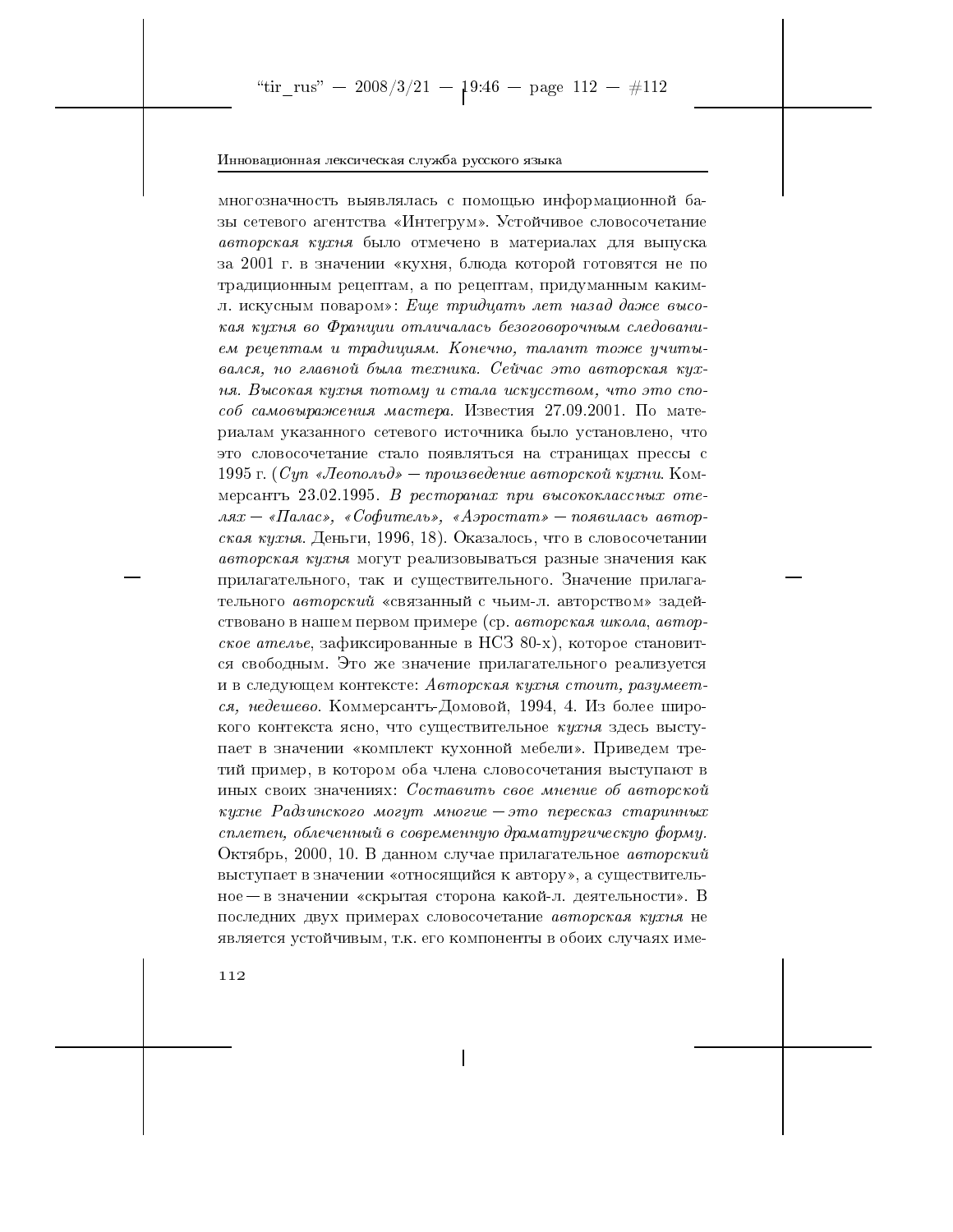многозначность выявлялась с помощью информационной базы сетевого агентства «Интегрум». Устойчивое словосочетание *авторская кухня* было отмечено в материалах для выпуска за 2001 г. в значении «кухня, блюда которой готовятся не по традиционным рецептам, а по рецептам, придуманным каким-л. искусным поваром»: *Еще тридцать лет назад даже высокая кухня во Франции отличалась безоговорочным следованием рецептам и традициям. Конечно, талант тоже учитывался, но главной была техника. Сейчас это авторская кухня. Высокая кухня потому и стала искусством, что это способ самовыражения мастера.* Известия 27.09.2001. По материалам указанного сетевого источника было установлено, что это словосочетание стало появляться на страницах прессы с 1995 г. (*Суп «Леопольд» — произведение авторской кухни*. Коммерсантъ 23.02.1995. *В ресторанах при высококлассных отелях — «Палас», «Софитель», «Аэростат» — появилась авторская кухня*. Деньги, 1996, 18). Оказалось, что в словосочетании *авторская кухня* могут реализовываться разные значения как прилагательного, так и существительного. Значение прилагательного *авторский* «связанный с чьим-л. авторством» задействовано в нашем первом примере (ср. *авторская школа*, *авторское ателье*, зафиксированные в НСЗ 80-х), которое становится свободным. Это же значение прилагательного реализуется и в следующем контексте: *Авторская кухня стоит, разумеется, недешево.* Коммерсантъ-Домовой, 1994, 4. Из более широкого контекста ясно, что существительное *кухня* здесь выступает в значении «комплект кухонной мебели». Приведем третий пример, в котором оба члена словосочетания выступают в иных своих значениях: *Составить свое мнение об авторской кухне Радзинского могут многие — это пересказ старинных сплетен, облеченный в современную драматургическую форму.* Октябрь, 2000, 10. В данном случае прилагательное *авторский* выступает в значении «относящийся к автору», а существительное — в значении «скрытая сторона какой-л. деятельности». В последних двух примерах словосочетание *авторская кухня* не является устойчивым, т.к. его компоненты в обоих случаях име-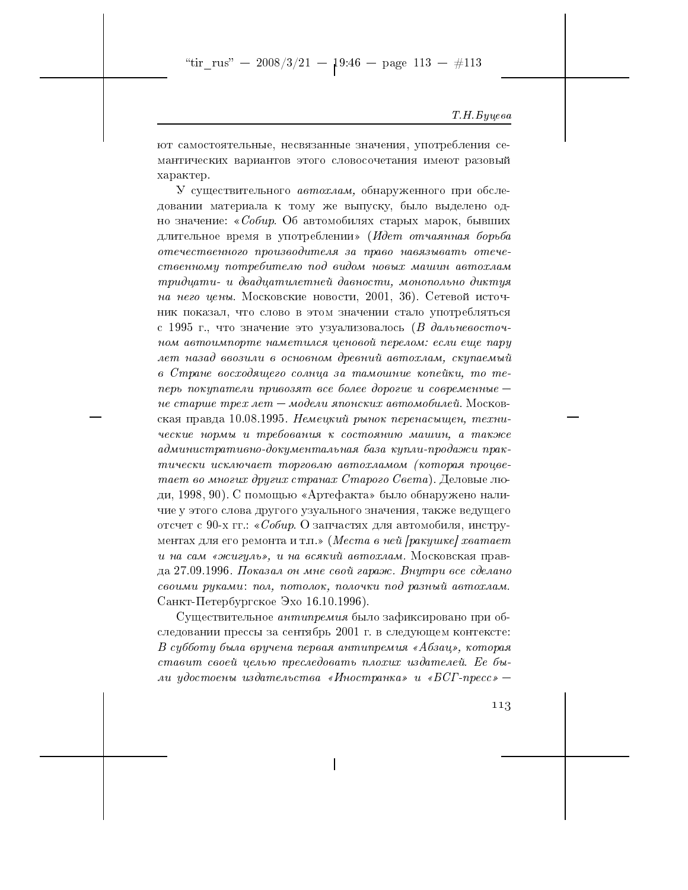ют самостоятельные, несвязанные значения, употребления семантических вариантов этого словосочетания имеют разовый характер.

У существительного *автохлам*, обнаруженного при обследовании материала к тому же выпуску, было выделено одно значение: «*Собир.* Об автомобилях старых марок, бывших длительное время в употреблении» (*Идет отчаянная борьба отечественного производителя за право навязывать отечественному потребителю под видом новых машин автохлам тридцати- и двадцатилетней давности, монопольно диктуя на него цены.* Московские новости, 2001, 36). Сетевой источник показал, что слово в этом значении стало употребляться с 1995 г., что значение это узуализовалось (*В дальневосточном автоимпорте наметился ценовой перелом: если еще пару лет назад ввозили в основном древний автохлам, скупаемый в Стране восходящего солнца за тамошние копейки, то теперь покупатели привозят все более дорогие и современные — не старше трех лет — модели японских автомобилей.* Московская правда 10.08.1995. *Немецкий рынок перенасыщен, технические нормы и требования к состоянию машин, а также административно-документальная база купли-продажи практически исключает торговлю автохламом (которая процветает во многих других странах Старого Света).* Деловые люди, 1998, 90). С помощью «Артефакта» было обнаружено наличие у этого слова другого узуального значения, также ведущего отсчет с 90-х гг.: «*Собир.* О запчастях для автомобиля, инструментах для его ремонта и т.п.» (*Места в ней [ракушке] хватает и на сам «жигуль», и на всякий автохлам.* Московская правда 27.09.1996. *Показал он мне свой гараж. Внутри все сделано своими руками: пол, потолок, полочки под разный автохлам.* Санкт-Петербургское Эхо 16.10.1996).

Существительное *антипремия* было зафиксировано при обследовании прессы за сентябрь 2001 г. в следующем контексте: *В субботу была вручена первая антипремия «Абзац», которая ставит своей целью преследовать плохих издателей. Ее были удостоены издательства «Иностранка» и «БСГ-пресс» —*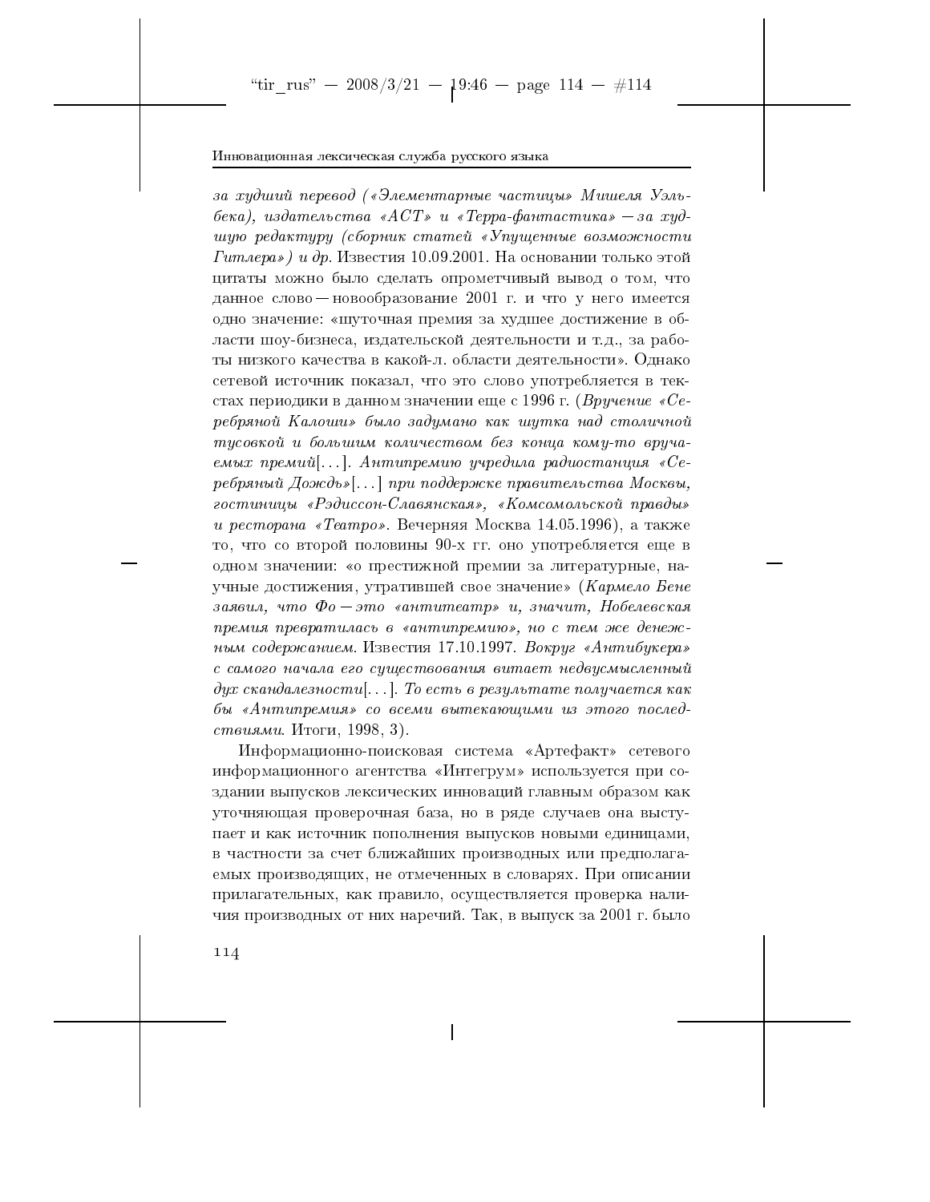*за худший перевод («Элементарные частицы» Мишеля Уэльбека), издательства «АСТ» и «Терра-фантастика» — за худшую редактуру (сборник статей «Упущенные возможности Гитлера») и др.* Известия 10.09.2001. На основании только этой цитаты можно было сделать опрометчивый вывод о том, что данное слово — новообразование 2001 г. и что у него имеется одно значение: «шуточная премия за худшее достижение в области шоу-бизнеса, издательской деятельности и т.д., за работы низкого качества в какой-л. области деятельности». Однако сетевой источник показал, что это слово употребляется в текстах периодики в данном значении еще с 1996 г. (*Вручение «Серебряной Калоши» было задумано как шутка над столичной тусовкой и большим количеством без конца кому-то вручаемых премий*[...]. *Антипремию учредила радиостанция «Серебряный Дождь»*[...] *при поддержке правительства Москвы, гостиницы «Рэдиссон-Славянская», «Комсомольской правды» и ресторана «Театро».* Вечерняя Москва 14.05.1996), а также то, что со второй половины 90-х гг. оно употребляется еще в одном значении: «о престижной премии за литературные, научные достижения, утратившей свое значение» (*Кармело Бене заявил, что Фо — это «антитеатр» и, значит, Нобелевская премия превратилась в «антипремию», но с тем же денежным содержанием.* Известия 17.10.1997. *Вокруг «Антибукера» с самого начала его существования витает недвусмысленный дух скандалезности*[...]. *То есть в результате получается как бы «Антипремия» со всеми вытекающими из этого последствиями.* Итоги, 1998, 3).

Информационно-поисковая система «Артефакт» сетевого информационного агентства «Интегрум» используется при создании выпусков лексических инноваций главным образом как уточняющая проверочная база, но в ряде случаев она выступает и как источник пополнения выпусков новыми единицами, в частности за счет ближайших производных или предполагаемых производящих, не отмеченных в словарях. При описании прилагательных, как правило, осуществляется проверка наличия производных от них наречий. Так, в выпуск за 2001 г. было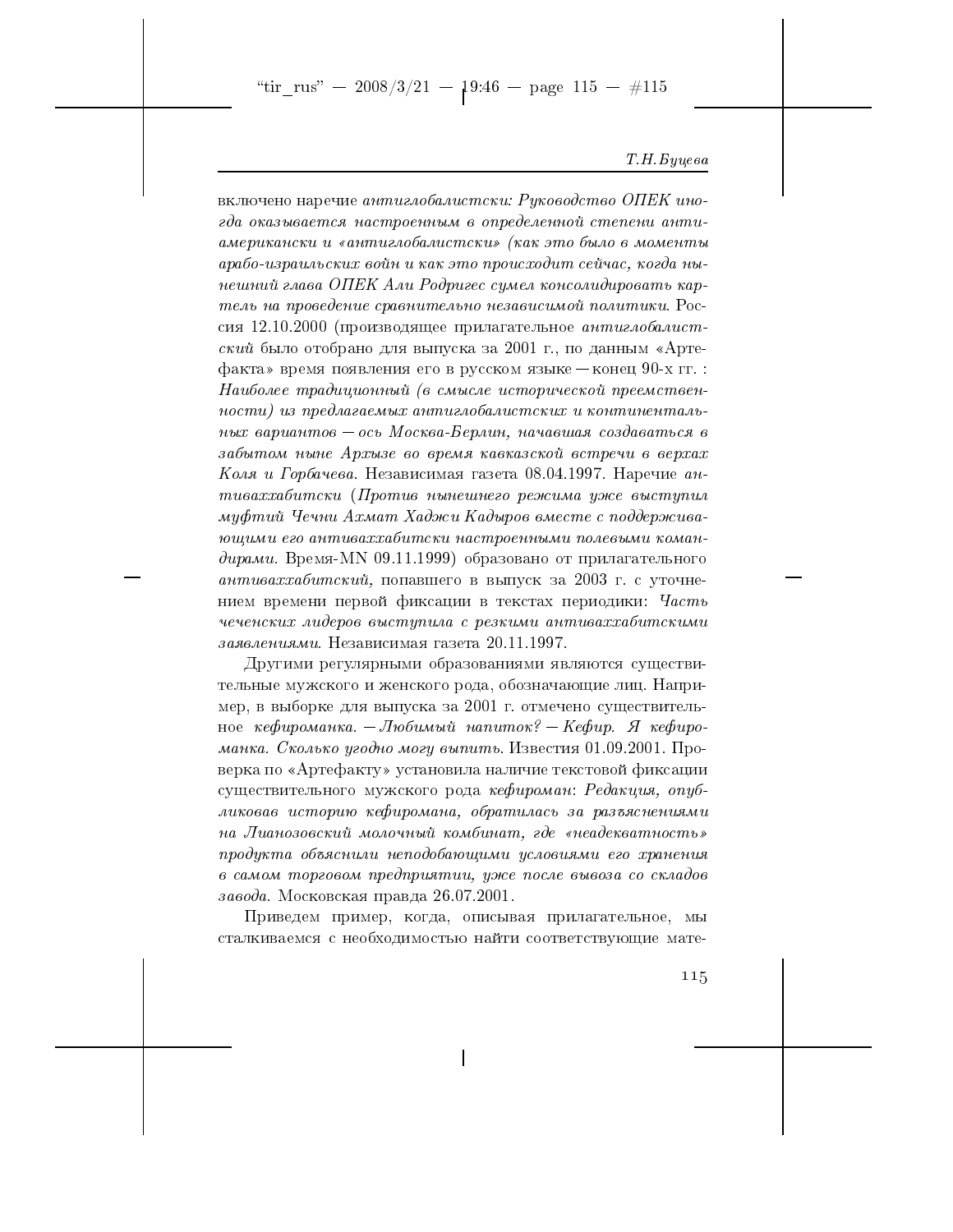включено наречие *антиглобалистски: Руководство ОПЕК иногда оказывается настроенным в определенной степени антиамерикански и «антиглобалистски» (как это было в моменты арабо-израильских войн и как это происходит сейчас, когда нынешний глава ОПЕК Али Родригес сумел консолидировать картель на проведение сравнительно независимой политики.* Россия 12.10.2000 (производящее прилагательное *антиглобалистский* было отобрано для выпуска за 2001 г., по данным «Артефакта» время появления его в русском языке — конец 90-х гг. : *Наиболее традиционный (в смысле исторической преемственности) из предлагаемых антиглобалистских и континентальных вариантов — ось Москва-Берлин, начавшая создаваться в забытом ныне Архызе во время кавказской встречи в верхах Коля и Горбачева.* Независимая газета 08.04.1997. Наречие *антиваххабитски* (*Против нынешнего режима уже выступил муфтий Чечни Ахмат Хаджи Кадыров вместе с поддерживающими его антиваххабитски настроенными полевыми командирами.* Время-MN 09.11.1999) образовано от прилагательного *антиваххабитский,* попавшего в выпуск за 2003 г. с уточнением времени первой фиксации в текстах периодики: *Часть чеченских лидеров выступила с резкими антиваххабитскими заявлениями.* Независимая газета 20.11.1997.

Другими регулярными образованиями являются существительные мужского и женского рода, обозначающие лиц. Например, в выборке для выпуска за 2001 г. отмечено существительное *кефироманка. — Любимый напиток? — Кефир. Я кефироманка. Сколько угодно могу выпить.* Известия 01.09.2001. Проверка по «Артефакту» установила наличие текстовой фиксации существительного мужского рода *кефироман*: *Редакция, опубликовав историю кефиромана, обратилась за разъяснениями на Лианозовский молочный комбинат, где «неадекватность» продукта объяснили неподобающими условиями его хранения в самом торговом предприятии, уже после вывоза со складов завода.* Московская правда 26.07.2001.

Приведем пример, когда, описывая прилагательное, мы сталкиваемся с необходимостью найти соответствующие мате-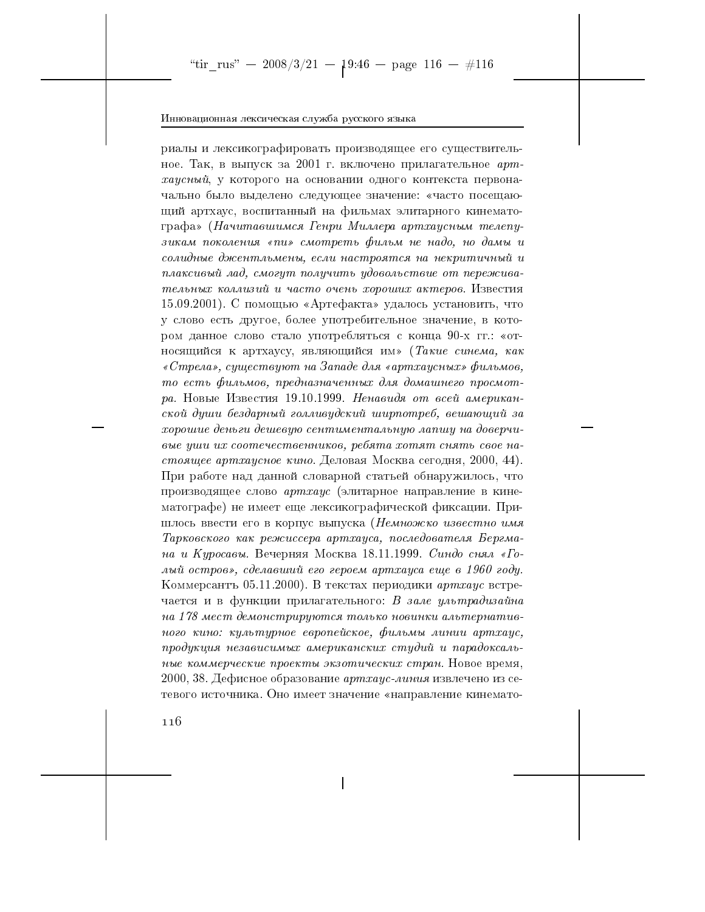риалы и лексикографировать производящее его существительное. Так, в выпуск за 2001 г. включено прилагательное *артхаусный*, у которого на основании одного контекста первоначально было выделено следующее значение: «часто посещающий артхаус, воспитанный на фильмах элитарного кинематографа» (*Начитавшимся Генри Миллера артхаусным телепузикам поколения «пи» смотреть фильм не надо, но дамы и солидные джентльмены, если настроятся на некритичный и плаксивый лад, смогут получить удовольствие от переживательных коллизий и часто очень хороших актеров.* Известия 15.09.2001). С помощью «Артефакта» удалось установить, что у слово есть другое, более употребительное значение, в котором данное слово стало употребляться с конца 90-х гг.: «относящийся к артхаусу, являющийся им» (*Такие синема, как «Стрела», существуют на Западе для «артхаусных» фильмов, то есть фильмов, предназначенных для домашнего просмотра.* Новые Известия 19.10.1999. *Ненавидя от всей американской души бездарный голливудский ширпотреб, вешающий за хорошие деньги дешевую сентиментальную лапшу на доверчивые уши их соотечественников, ребята хотят снять свое настоящее артхаусное кино.* Деловая Москва сегодня, 2000, 44). При работе над данной словарной статьей обнаружилось, что производящее слово *артхаус* (элитарное направление в кинематографе) не имеет еще лексикографической фиксации. Пришлось ввести его в корпус выпуска (*Немножко известно имя Тарковского как режиссера артхауса, последователя Бергмана и Куросавы.* Вечерняя Москва 18.11.1999. *Синдо снял «Голый остров», сделавший его героем артхауса еще в 1960 году.* Коммерсантъ 05.11.2000). В текстах периодики *артхаус* встречается и в функции прилагательного: *В зале ультрадизайна на 178 мест демонстрируются только новинки альтернативного кино: культурное европейское, фильмы линии артхаус, продукция независимых американских студий и парадоксальные коммерческие проекты экзотических стран.* Новое время, 2000, 38. Дефисное образование *артхаус-линия* извлечено из сетевого источника. Оно имеет значение «направление кинемато-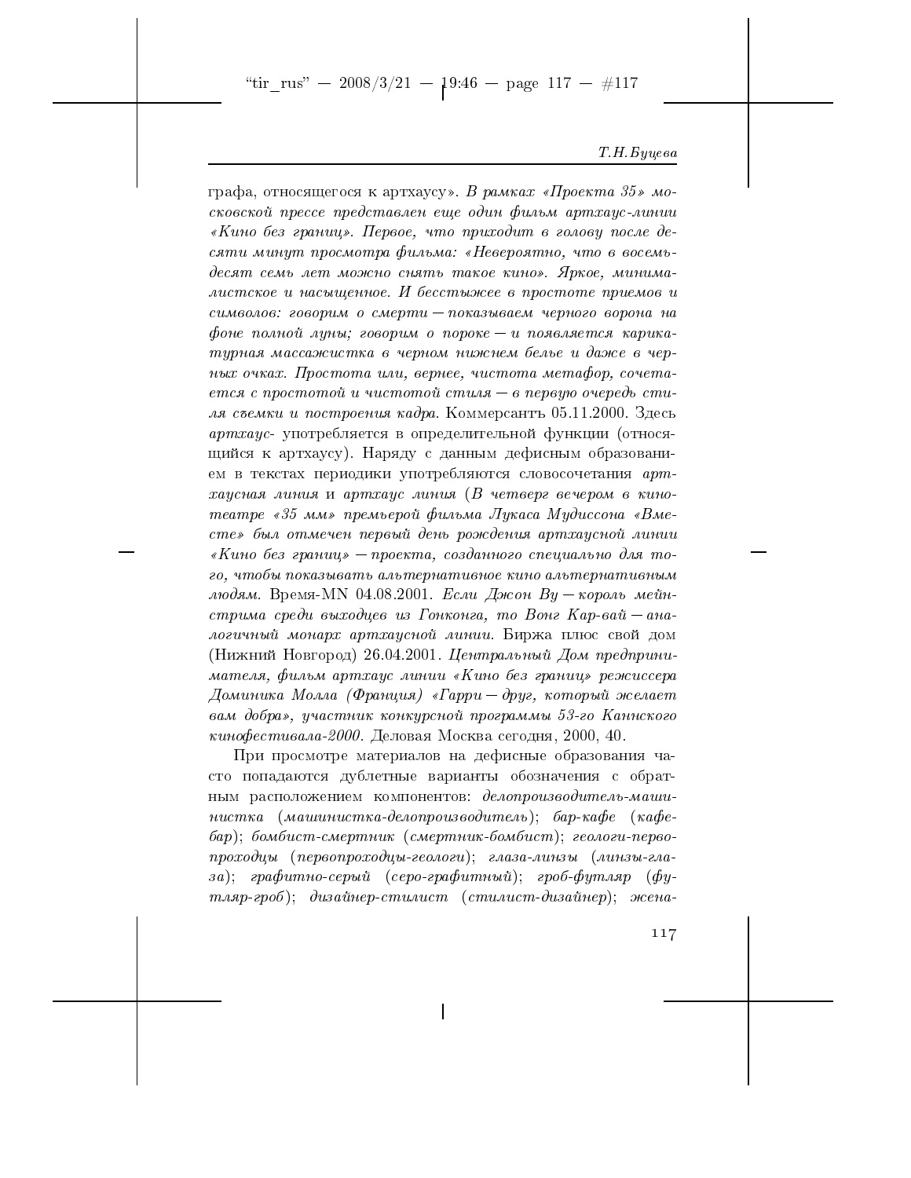графа, относящегося к артхаусу». *В рамках «Проекта 35» московской прессе представлен еще один фильм артхаус-линии «Кино без границ». Первое, что приходит в голову после десяти минут просмотра фильма: «Невероятно, что в восемьдесят семь лет можно снять такое кино». Яркое, минималистское и насыщенное. И бесстыжее в простоте приемов и символов: говорим о смерти — показываем черного ворона на фоне полной луны; говорим о пороке — и появляется карикатурная массажистка в черном нижнем белье и даже в черных очках. Простота или, вернее, чистота метафор, сочетается с простотой и чистотой стиля — в первую очередь стиля съемки и построения кадра.* Коммерсантъ 05.11.2000. Здесь *артхаус-* употребляется в определительной функции (относящийся к артхаусу). Наряду с данным дефисным образованием в текстах периодики употребляются словосочетания *артхаусная линия* и *артхаус линия* (*В четверг вечером в кинотеатре «35 мм» премьерой фильма Лукаса Мудиссона «Вместе» был отмечен первый день рождения артхаусной линии «Кино без границ» — проекта, созданного специально для того, чтобы показывать альтернативное кино альтернативным людям.* Время-MN 04.08.2001. *Если Джон Ву — король мейнстрима среди выходцев из Гонконга, то Вонг Кар-вай — аналогичный монарх артхаусной линии.* Биржа плюс свой дом (Нижний Новгород) 26.04.2001. *Центральный Дом предпринимателя, фильм артхаус линии «Кино без границ» режиссера Доминика Молла (Франция) «Гарри — друг, который желает вам добра», участник конкурсной программы 53-го Каннского кинофестиваля-2000.* Деловая Москва сегодня, 2000, 40.

При просмотре материалов на дефисные образования часто попадаются дублетные варианты обозначения с обратным расположением компонентов: *делопроизводитель-машинистка* (*машинистка-делопроизводитель*); *бар-кафе* (*кафе-бар*); *бомбист-смертник* (*смертник-бомбист*); *геологи-первопроходцы* (*первопроходцы-геологи*); *глаза-линзы* (*линзы-глаза*); *графитно-серый* (*серо-графитный*); *гроб-футляр* (*футляр-гроб*); *дизайнер-стилист* (*стилист-дизайнер*); *жена-*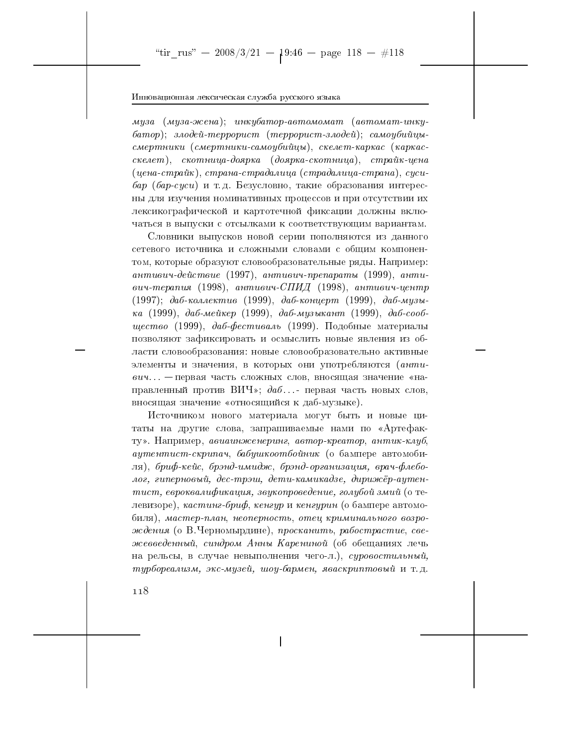*муза* (*муза-жена*); *инкубатор-автомомат* (*автомат-инкубатор*); *злодей-террорист* (*террорист-злодей*); *самоубийцы-смертники* (*смертники-самоубийцы*), *скелет-каркас* (*каркас-скелет*), *скотница-доярка* (*доярка-скотница*), *страйк-цена* (*цена-страйк*), *страна-страдалица* (*страдалица-страна*), *суси-бар* (*бар-суси*) и т. д. Безусловно, такие образования интересны для изучения номинативных процессов и при отсутствии их лексикографической и картотечной фиксации должны включаться в выпуски с отсылками к соответствующим вариантам.

Словники выпусков новой серии пополняются из данного сетевого источника и сложными словами с общим компонентом, которые образуют словообразовательные ряды. Например: *антивич-действие* (1997), *антивич-препараты* (1999), *антивич-терапия* (1998), *антивич-СПИД* (1998), *антивич-центр* (1997); *даб-коллектив* (1999), *даб-концерт* (1999), *даб-музыка* (1999), *даб-мейкер* (1999), *даб-музыкант* (1999), *даб-сообщество* (1999), *даб-фестиваль* (1999). Подобные материалы позволяют зафиксировать и осмыслить новые явления из области словообразования: новые словообразовательно активные элементы и значения, в которых они употребляются (*антивич*... — первая часть сложных слов, вносящая значение «направленный против ВИЧ»; *даб*...- первая часть новых слов, вносящая значение «относящийся к даб-музыке).

Источником нового материала могут быть и новые цитаты на другие слова, запрашиваемые нами по «Артефакту». Например, *авиаинженеринг*, *автор-креатор*, *антик-клуб*, *аутентист-скрипач*, *бабушкоотбойник* (о бампере автомобиля), *бриф-кейс*, *брэнд-имидж*, *брэнд-организация*, *врач-флеболог*, *гиперновый*, *дес-трэш*, *дети-камикадзе*, *дирижёр-аутентист*, *евроквалификация*, *звукопроведение*, *голубой змий* (о телевизоре), *кастинг-бриф*, *кенгур* и *кенгурин* (о бампере автомобиля), *мастер-план*, *неоперность*, *отец криминального возрождения* (о В.Черномырдине), *просканить*, *рабострастие*, *свежевведенный*, *синдром Анны Карениной* (об обещаниях лечь на рельсы, в случае невыполнения чего-л.), *суровостильный*, *турбореализм*, *экс-музей*, *шоу-бармен*, *яваскриптовый* и т. д.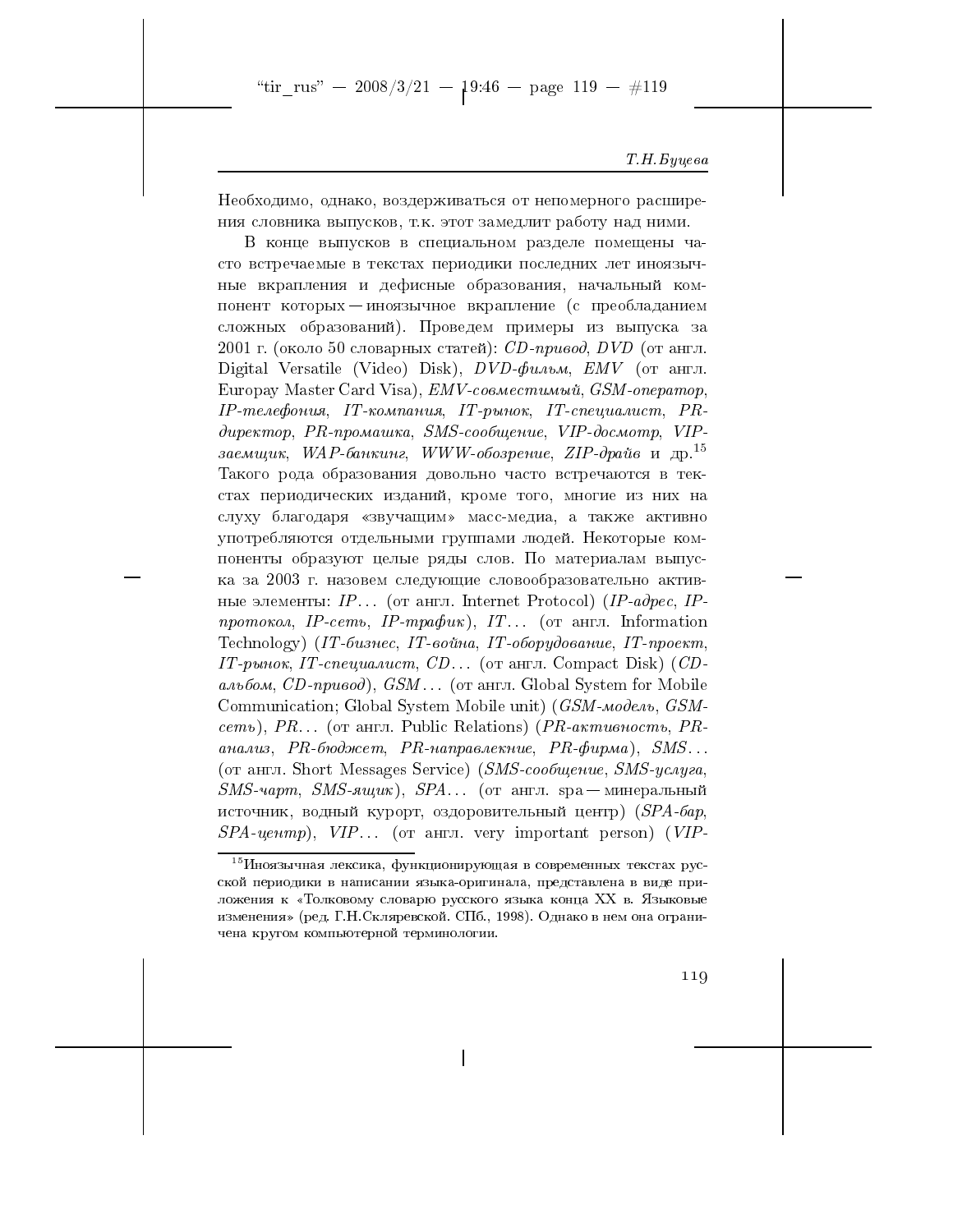Необходимо, однако, воздерживаться от непомерного расширения словника выпусков, т.к. этот замедлит работу над ними.

В конце выпусков в специальном разделе помещены часто встречаемые в текстах периодики последних лет иноязычные вкрапления и дефисные образования, начальный компонент которых — иноязычное вкрапление (с преобладанием сложных образований). Проведем примеры из выпуска за 2001 г. (около 50 словарных статей): *CD-привод*, *DVD* (от англ. Digital Versatile (Video) Disk), *DVD-фильм*, *EMV* (от англ. Europay Master Card Visa), *EMV-совместимый*, *GSM-оператор*, *IP-телефония*, *IT-компания*, *IT-рынок*, *IT-специалист*, *PR-директор*, *PR-промашка*, *SMS-сообщение*, *VIP-досмотр*, *VIP-заемщик*, *WAP-банкинг*, *WWW-обозрение*, *ZIP-драйв* и др.[15] Такого рода образования довольно часто встречаются в текстах периодических изданий, кроме того, многие из них на слуху благодаря «звучащим» масс-медиа, а также активно употребляются отдельными группами людей. Некоторые компоненты образуют целые ряды слов. По материалам выпуска за 2003 г. назовем следующие словообразовательно активные элементы: *IP*... (от англ. Internet Protocol) (*IP-адрес*, *IP-протокол*, *IP-сеть*, *IP-трафик*), *IT*... (от англ. Information Technology) (*IT-бизнес*, *IT-война*, *IT-оборудование*, *IT-проект*, *IT-рынок*, *IT-специалист*, *CD*... (от англ. Compact Disk) (*CD-альбом*, *CD-привод*), *GSM*... (от англ. Global System for Mobile Communication; Global System Mobile unit) (*GSM-модель*, *GSM-сеть*), *PR*... (от англ. Public Relations) (*PR-активность*, *PR-анализ*, *PR-бюджет*, *PR-направлекние*, *PR-фирма*), *SMS*... (от англ. Short Messages Service) (*SMS-сообщение*, *SMS-услуга*, *SMS-чарт*, *SMS-ящик*), *SPA*... (от англ. spa — минеральный источник, водный курорт, оздоровительный центр) (*SPA-бар*, *SPA-центр*), *VIP*... (от англ. very important person) (*VIP-*

[15] Иноязычная лексика, функционирующая в современных текстах русской периодики в написании языка-оригинала, представлена в виде приложения к «Толковому словарю русского языка конца XX в. Языковые изменения» (ред. Г.Н.Скляревской. СПб., 1998). Однако в нем она ограничена кругом компьютерной терминологии.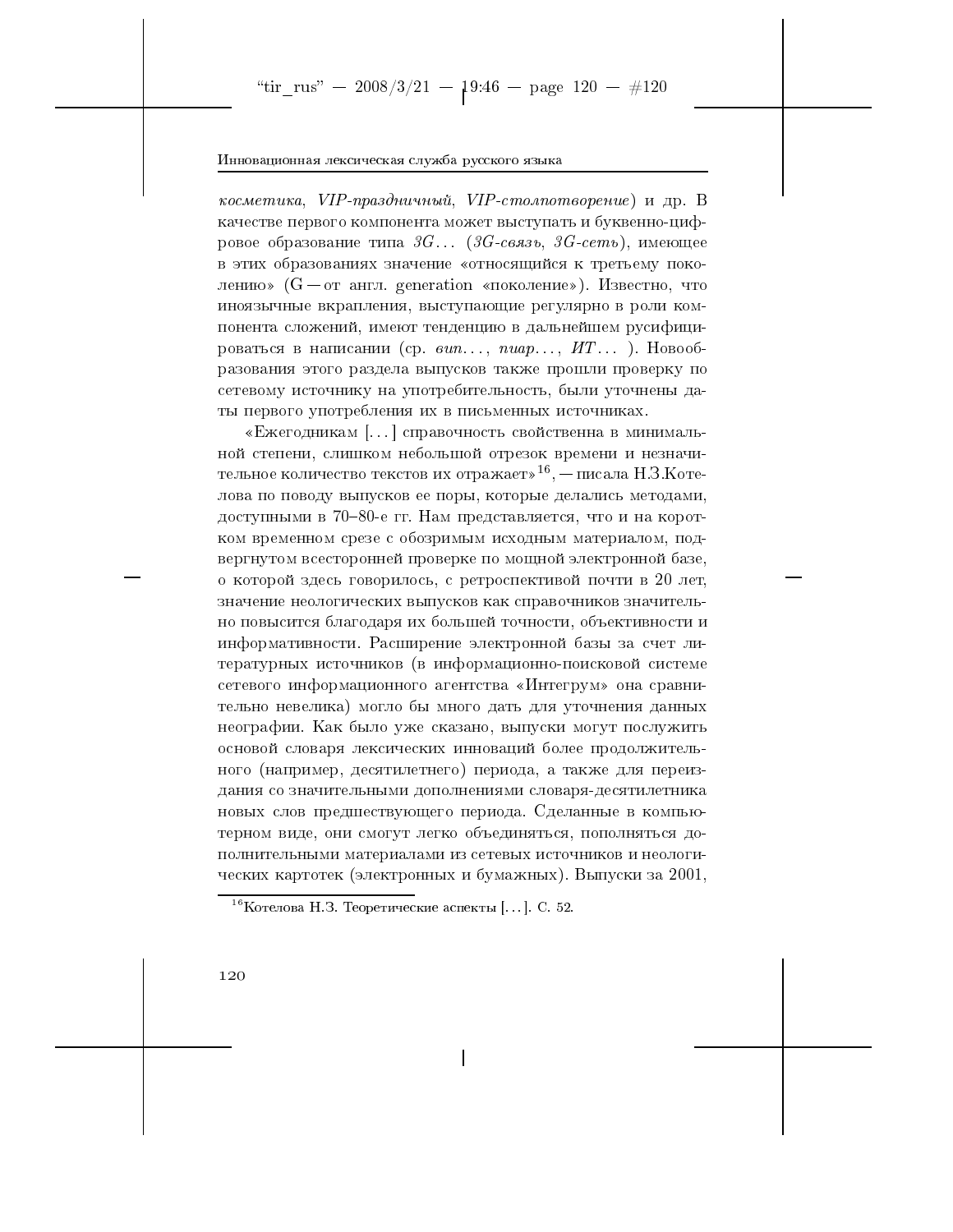*косметика*, *VIP-праздничный*, *VIP-столпотворение*) и др. В качестве первого компонента может выступать и буквенно-цифровое образование типа *3G…* (*3G-связь*, *3G-сеть*), имеющее в этих образованиях значение «относящийся к третьему поколению» (G — от англ. generation «поколение»). Известно, что иноязычные вкрапления, выступающие регулярно в роли компонента сложений, имеют тенденцию в дальнейшем русифицироваться в написании (ср. *вип…*, *пиар…*, *ИТ…* ). Новообразования этого раздела выпусков также прошли проверку по сетевому источнику на употребительность, были уточнены даты первого употребления их в письменных источниках.

«Ежегодникам […] справочность свойственна в минимальной степени, слишком небольшой отрезок времени и незначительное количество текстов их отражает»[16], — писала Н.З.Котелова по поводу выпусков ее поры, которые делались методами, доступными в 70–80-е гг. Нам представляется, что и на коротком временном срезе с обозримым исходным материалом, подвергнутом всесторонней проверке по мощной электронной базе, о которой здесь говорилось, с ретроспективой почти в 20 лет, значение неологических выпусков как справочников значительно повысится благодаря их большей точности, объективности и информативности. Расширение электронной базы за счет литературных источников (в информационно-поисковой системе сетевого информационного агентства «Интегрум» она сравнительно невелика) могло бы много дать для уточнения данных неографии. Как было уже сказано, выпуски могут послужить основой словаря лексических инноваций более продолжительного (например, десятилетнего) периода, а также для переиздания со значительными дополнениями словаря-десятилетника новых слов предшествующего периода. Сделанные в компьютерном виде, они смогут легко объединяться, пополняться дополнительными материалами из сетевых источников и неологических картотек (электронных и бумажных). Выпуски за 2001,

---

[16] Котелова Н.З. Теоретические аспекты […]. С. 52.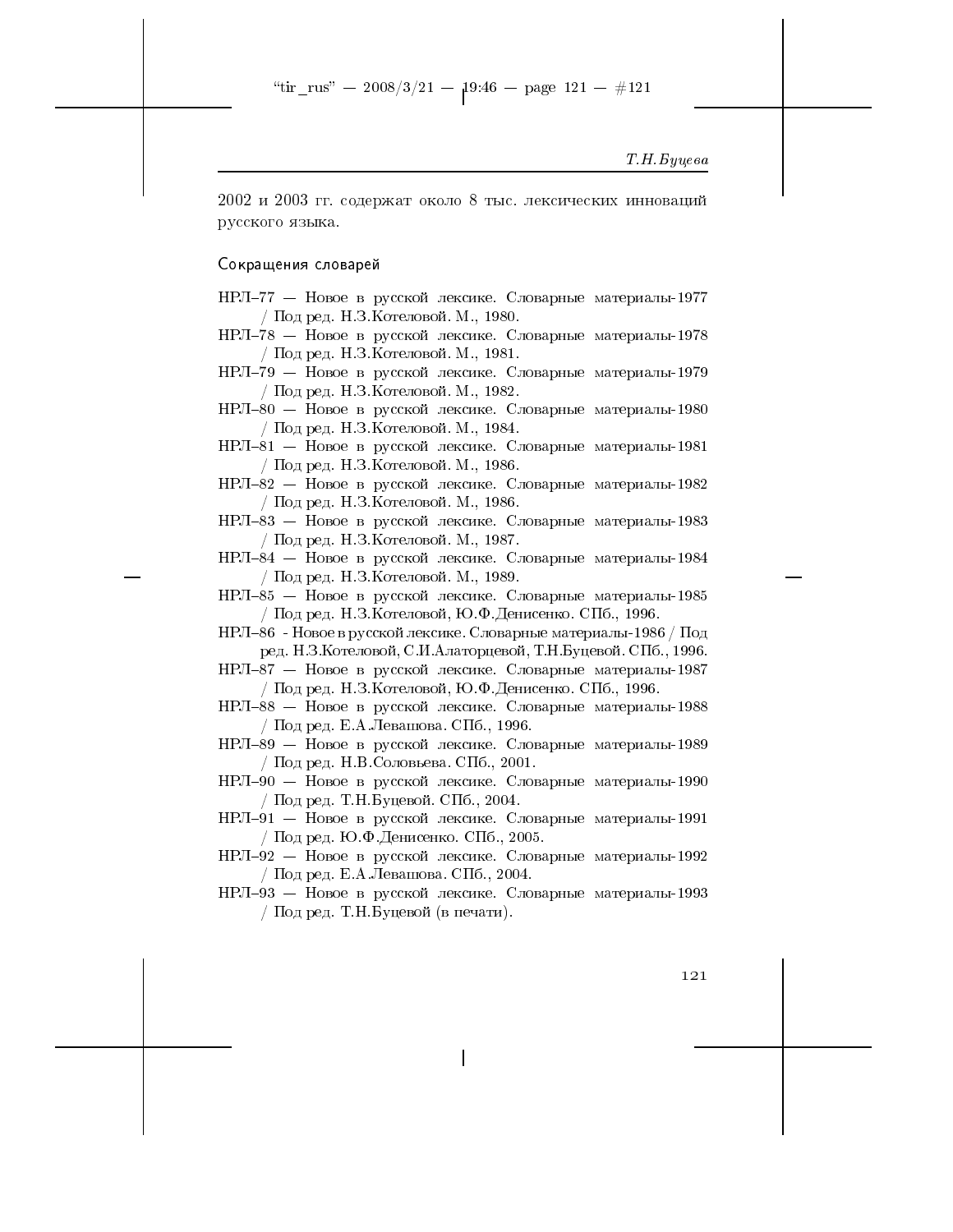2002 и 2003 гг. содержат около 8 тыс. лексических инноваций русского языка.

## Сокращения словарей

НРЛ–77 — Новое в русской лексике. Словарные материалы-1977 / Под ред. Н.З.Котеловой. М., 1980.

НРЛ–78 — Новое в русской лексике. Словарные материалы-1978 / Под ред. Н.З.Котеловой. М., 1981.

НРЛ–79 — Новое в русской лексике. Словарные материалы-1979 / Под ред. Н.З.Котеловой. М., 1982.

НРЛ–80 — Новое в русской лексике. Словарные материалы-1980 / Под ред. Н.З.Котеловой. М., 1984.

НРЛ–81 — Новое в русской лексике. Словарные материалы-1981 / Под ред. Н.З.Котеловой. М., 1986.

НРЛ–82 — Новое в русской лексике. Словарные материалы-1982 / Под ред. Н.З.Котеловой. М., 1986.

НРЛ–83 — Новое в русской лексике. Словарные материалы-1983 / Под ред. Н.З.Котеловой. М., 1987.

НРЛ–84 — Новое в русской лексике. Словарные материалы-1984 / Под ред. Н.З.Котеловой. М., 1989.

НРЛ–85 — Новое в русской лексике. Словарные материалы-1985 / Под ред. Н.З.Котеловой, Ю.Ф.Денисенко. СПб., 1996.

НРЛ–86 - Новое в русской лексике. Словарные материалы-1986 / Под ред. Н.З.Котеловой, С.И.Алаторцевой, Т.Н.Буцевой. СПб., 1996.

НРЛ–87 — Новое в русской лексике. Словарные материалы-1987 / Под ред. Н.З.Котеловой, Ю.Ф.Денисенко. СПб., 1996.

НРЛ–88 — Новое в русской лексике. Словарные материалы-1988 / Под ред. Е.А.Левашова. СПб., 1996.

НРЛ–89 — Новое в русской лексике. Словарные материалы-1989 / Под ред. Н.В.Соловьева. СПб., 2001.

НРЛ–90 — Новое в русской лексике. Словарные материалы-1990 / Под ред. Т.Н.Буцевой. СПб., 2004.

НРЛ–91 — Новое в русской лексике. Словарные материалы-1991 / Под ред. Ю.Ф.Денисенко. СПб., 2005.

НРЛ–92 — Новое в русской лексике. Словарные материалы-1992 / Под ред. Е.А.Левашова. СПб., 2004.

НРЛ–93 — Новое в русской лексике. Словарные материалы-1993 / Под ред. Т.Н.Буцевой (в печати).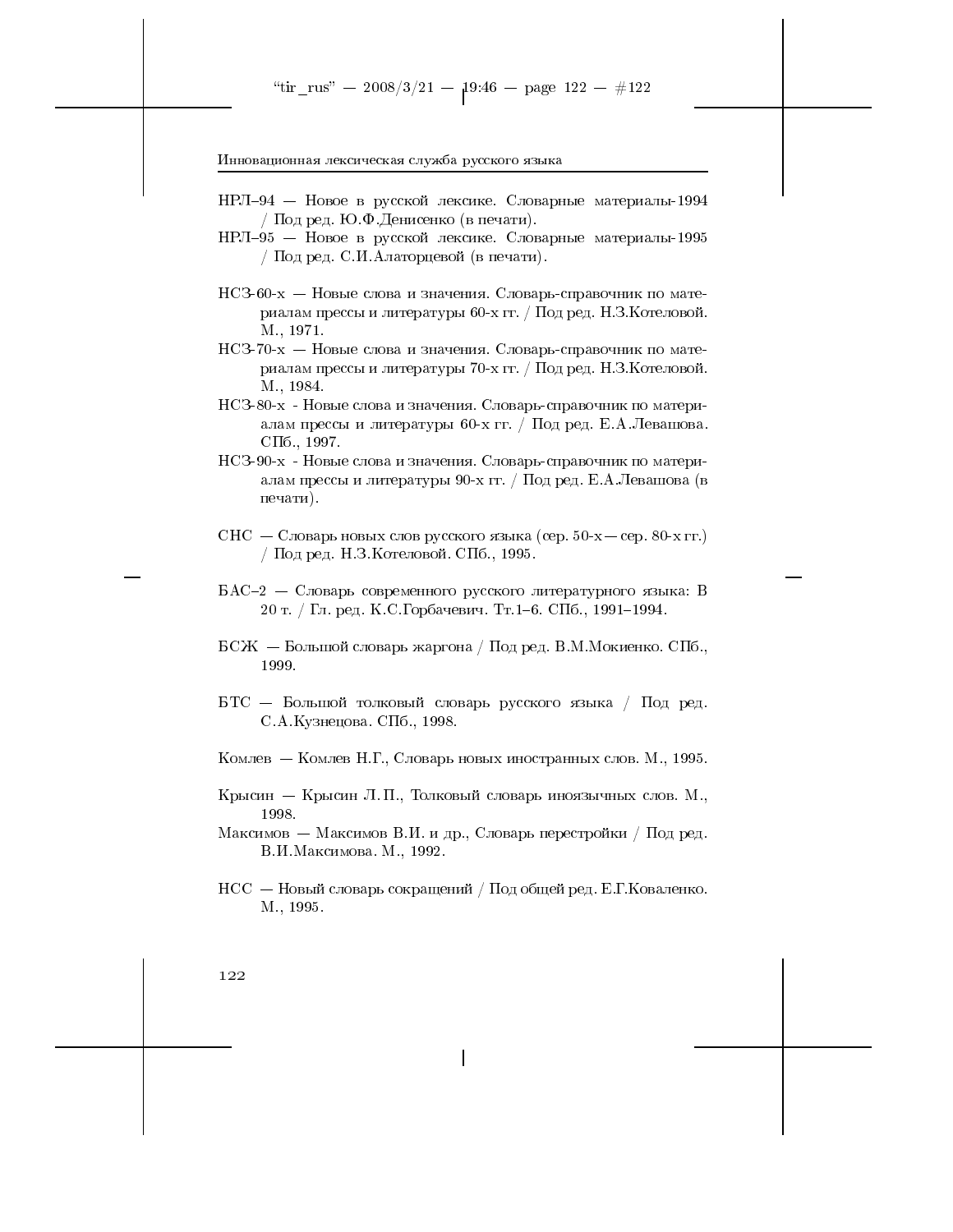НРЛ–94 — Новое в русской лексике. Словарные материалы-1994 / Под ред. Ю.Ф.Денисенко (в печати).

НРЛ–95 — Новое в русской лексике. Словарные материалы-1995 / Под ред. С.И.Алаторцевой (в печати).

НСЗ-60-х — Новые слова и значения. Словарь-справочник по материалам прессы и литературы 60-х гг. / Под ред. Н.З.Котеловой. М., 1971.

НСЗ-70-х — Новые слова и значения. Словарь-справочник по материалам прессы и литературы 70-х гг. / Под ред. Н.З.Котеловой. М., 1984.

НСЗ-80-х - Новые слова и значения. Словарь-справочник по материалам прессы и литературы 60-х гг. / Под ред. Е.А.Левашова. СПб., 1997.

НСЗ-90-х - Новые слова и значения. Словарь-справочник по материалам прессы и литературы 90-х гг. / Под ред. Е.А.Левашова (в печати).

СНС — Словарь новых слов русского языка (сер. 50-х — сер. 80-х гг.) / Под ред. Н.З.Котеловой. СПб., 1995.

БАС–2 — Словарь современного русского литературного языка: В 20 т. / Гл. ред. К.С.Горбачевич. Тт.1–6. СПб., 1991–1994.

БСЖ — Большой словарь жаргона / Под ред. В.М.Мокиенко. СПб., 1999.

БТС — Большой толковый словарь русского языка / Под ред. С.А.Кузнецова. СПб., 1998.

Комлев — Комлев Н.Г., Словарь новых иностранных слов. М., 1995.

Крысин — Крысин Л.П., Толковый словарь иноязычных слов. М., 1998.

Максимов — Максимов В.И. и др., Словарь перестройки / Под ред. В.И.Максимова. М., 1992.

НСС — Новый словарь сокращений / Под общей ред. Е.Г.Коваленко. М., 1995.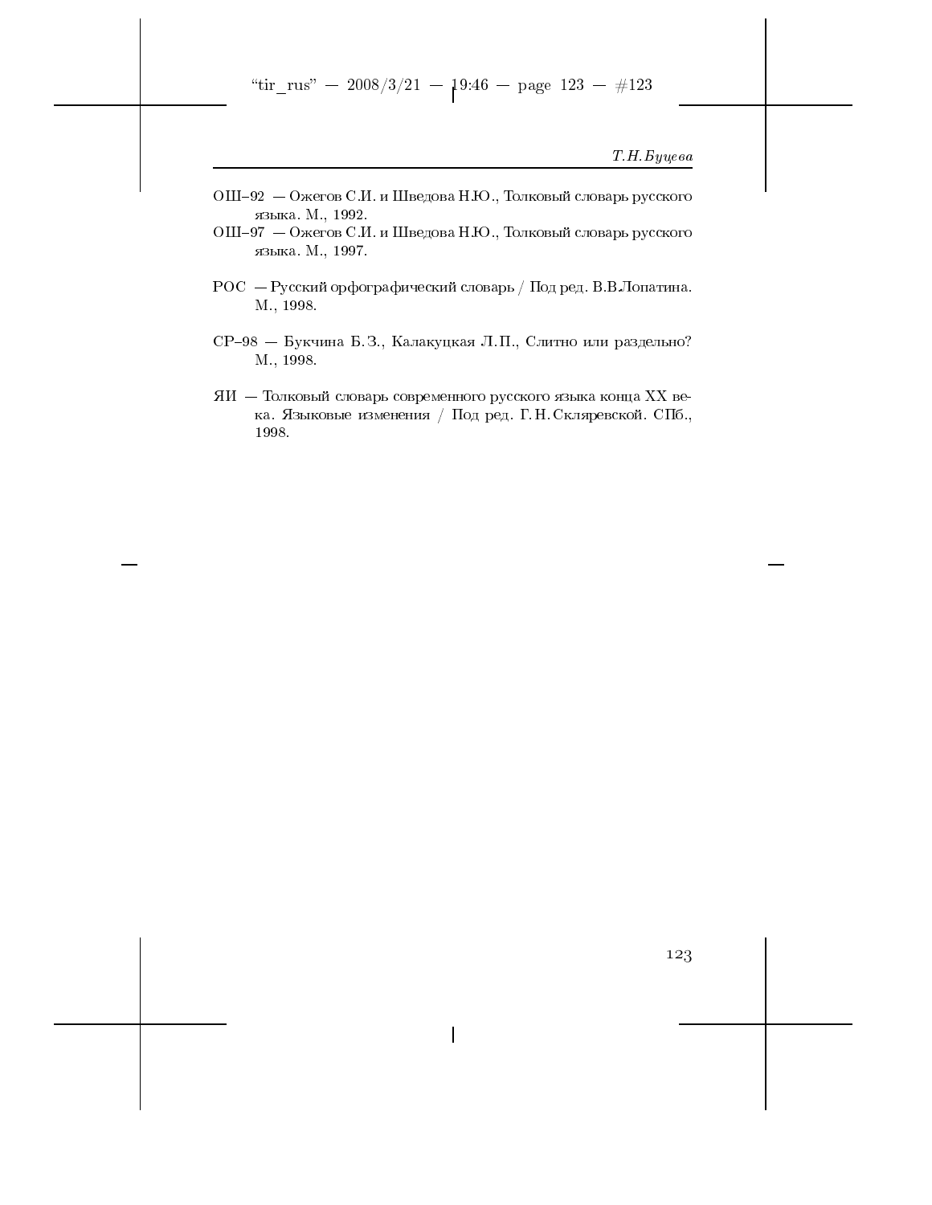ОШ–92 — Ожегов С.И. и Шведова Н.Ю., Толковый словарь русского языка. М., 1992.

ОШ–97 — Ожегов С.И. и Шведова Н.Ю., Толковый словарь русского языка. М., 1997.

РОС — Русский орфографический словарь / Под ред. В.В.Лопатина. М., 1998.

СР–98 — Букчина Б.З., Калакуцкая Л.П., Слитно или раздельно? М., 1998.

ЯИ — Толковый словарь современного русского языка конца XX века. Языковые изменения / Под ред. Г.Н.Скляревской. СПб., 1998.